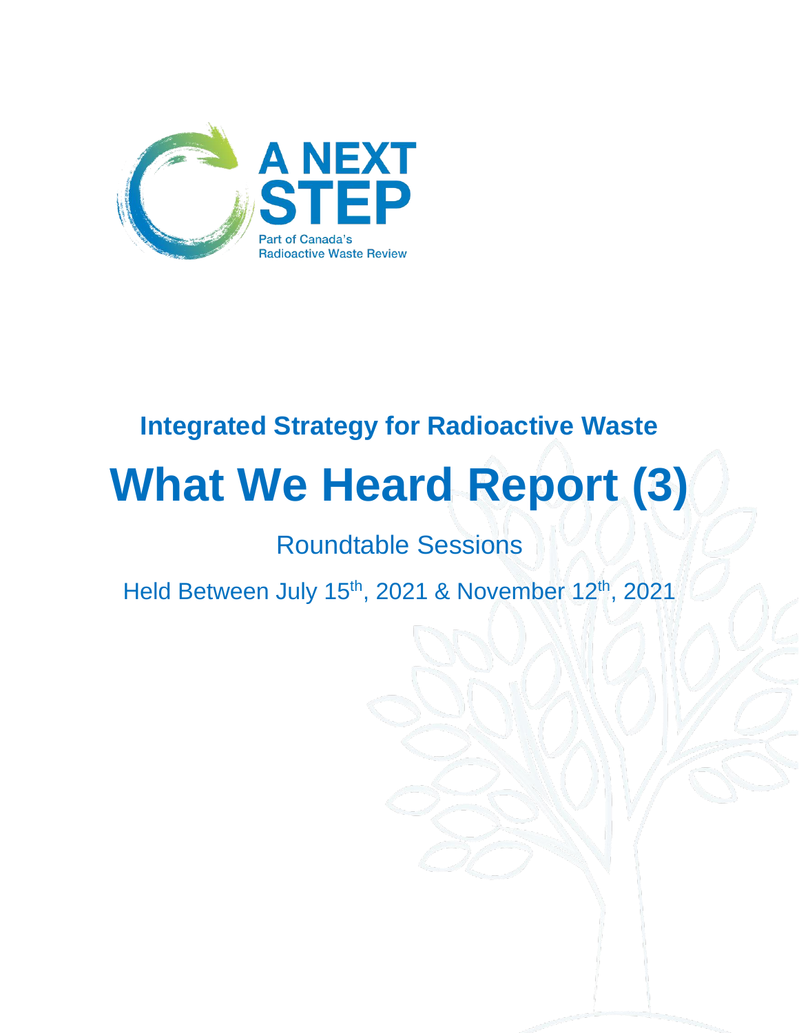A NEXT STEP

Part of Canada's Radioactive Waste Review

## Integrated Strategy for Radioactive Waste

# What We Heard Report (3)

Roundtable Sessions

Held Between July 15th, 2021 & November 12th, 2021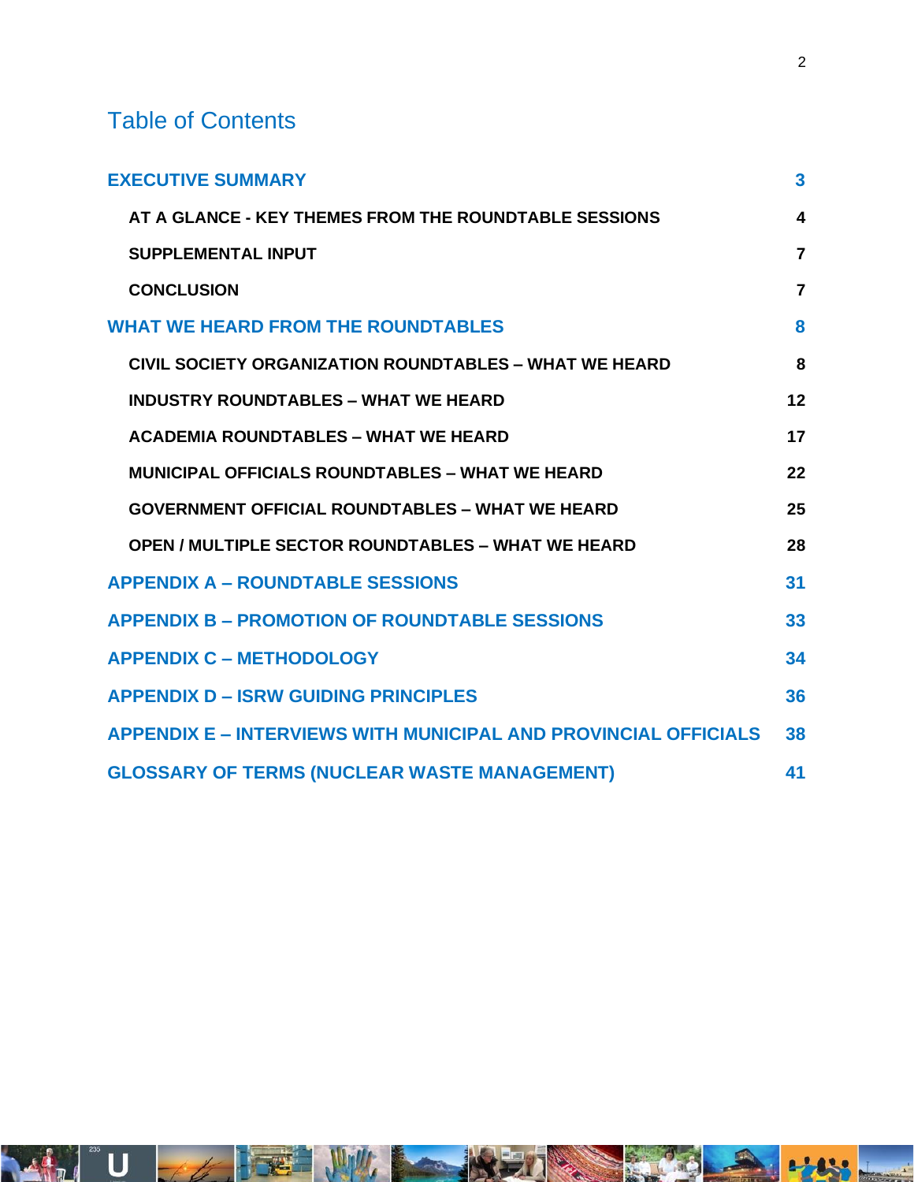# Table of Contents

| | |
|---|---|
| **EXECUTIVE SUMMARY** | **3** |
| **AT A GLANCE - KEY THEMES FROM THE ROUNDTABLE SESSIONS** | **4** |
| **SUPPLEMENTAL INPUT** | **7** |
| **CONCLUSION** | **7** |
| **WHAT WE HEARD FROM THE ROUNDTABLES** | **8** |
| **CIVIL SOCIETY ORGANIZATION ROUNDTABLES – WHAT WE HEARD** | **8** |
| **INDUSTRY ROUNDTABLES – WHAT WE HEARD** | **12** |
| **ACADEMIA ROUNDTABLES – WHAT WE HEARD** | **17** |
| **MUNICIPAL OFFICIALS ROUNDTABLES – WHAT WE HEARD** | **22** |
| **GOVERNMENT OFFICIAL ROUNDTABLES – WHAT WE HEARD** | **25** |
| **OPEN / MULTIPLE SECTOR ROUNDTABLES – WHAT WE HEARD** | **28** |
| **APPENDIX A – ROUNDTABLE SESSIONS** | **31** |
| **APPENDIX B – PROMOTION OF ROUNDTABLE SESSIONS** | **33** |
| **APPENDIX C – METHODOLOGY** | **34** |
| **APPENDIX D – ISRW GUIDING PRINCIPLES** | **36** |
| **APPENDIX E – INTERVIEWS WITH MUNICIPAL AND PROVINCIAL OFFICIALS** | **38** |
| **GLOSSARY OF TERMS (NUCLEAR WASTE MANAGEMENT)** | **41** |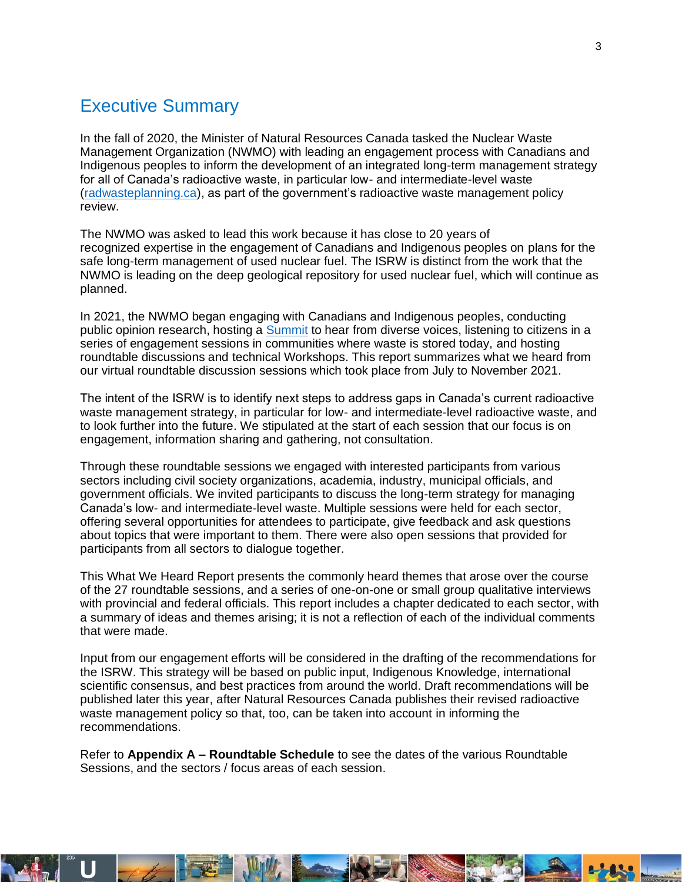# Executive Summary

In the fall of 2020, the Minister of Natural Resources Canada tasked the Nuclear Waste Management Organization (NWMO) with leading an engagement process with Canadians and Indigenous peoples to inform the development of an integrated long-term management strategy for all of Canada's radioactive waste, in particular low- and intermediate-level waste (radwasteplanning.ca), as part of the government's radioactive waste management policy review.

The NWMO was asked to lead this work because it has close to 20 years of recognized expertise in the engagement of Canadians and Indigenous peoples on plans for the safe long-term management of used nuclear fuel. The ISRW is distinct from the work that the NWMO is leading on the deep geological repository for used nuclear fuel, which will continue as planned.

In 2021, the NWMO began engaging with Canadians and Indigenous peoples, conducting public opinion research, hosting a Summit to hear from diverse voices, listening to citizens in a series of engagement sessions in communities where waste is stored today, and hosting roundtable discussions and technical Workshops. This report summarizes what we heard from our virtual roundtable discussion sessions which took place from July to November 2021.

The intent of the ISRW is to identify next steps to address gaps in Canada's current radioactive waste management strategy, in particular for low- and intermediate-level radioactive waste, and to look further into the future. We stipulated at the start of each session that our focus is on engagement, information sharing and gathering, not consultation.

Through these roundtable sessions we engaged with interested participants from various sectors including civil society organizations, academia, industry, municipal officials, and government officials. We invited participants to discuss the long-term strategy for managing Canada's low- and intermediate-level waste. Multiple sessions were held for each sector, offering several opportunities for attendees to participate, give feedback and ask questions about topics that were important to them. There were also open sessions that provided for participants from all sectors to dialogue together.

This What We Heard Report presents the commonly heard themes that arose over the course of the 27 roundtable sessions, and a series of one-on-one or small group qualitative interviews with provincial and federal officials. This report includes a chapter dedicated to each sector, with a summary of ideas and themes arising; it is not a reflection of each of the individual comments that were made.

Input from our engagement efforts will be considered in the drafting of the recommendations for the ISRW. This strategy will be based on public input, Indigenous Knowledge, international scientific consensus, and best practices from around the world. Draft recommendations will be published later this year, after Natural Resources Canada publishes their revised radioactive waste management policy so that, too, can be taken into account in informing the recommendations.

Refer to **Appendix A – Roundtable Schedule** to see the dates of the various Roundtable Sessions, and the sectors / focus areas of each session.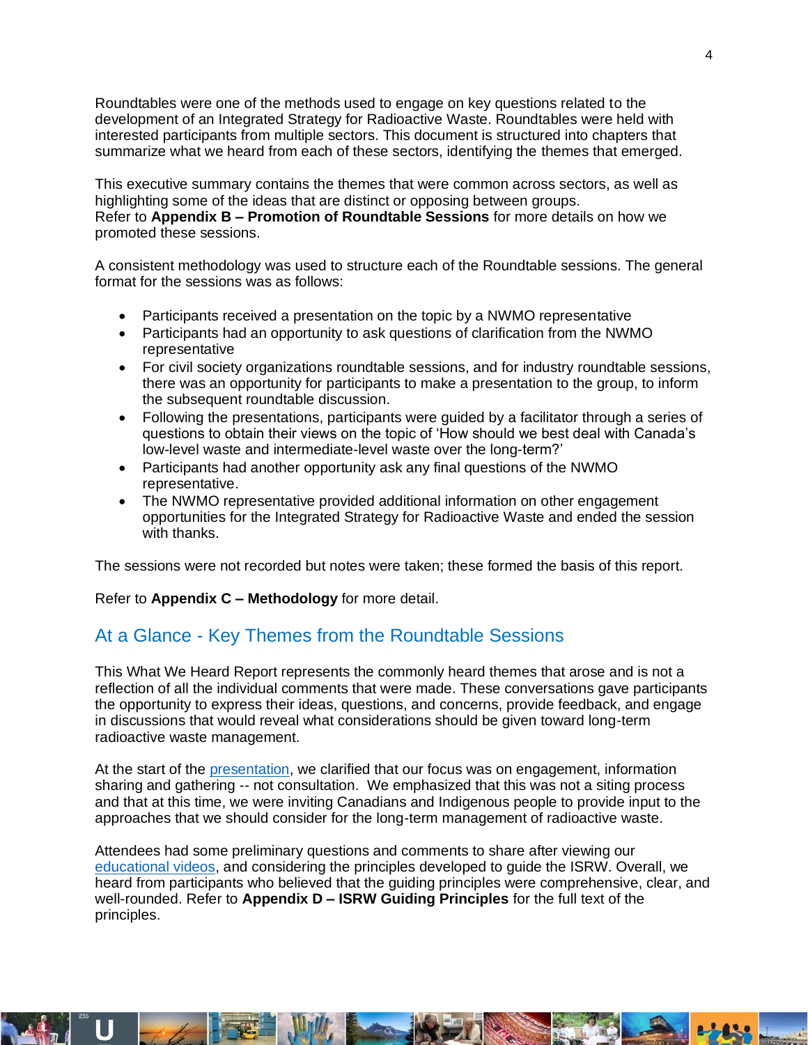Roundtables were one of the methods used to engage on key questions related to the development of an Integrated Strategy for Radioactive Waste. Roundtables were held with interested participants from multiple sectors. This document is structured into chapters that summarize what we heard from each of these sectors, identifying the themes that emerged.

This executive summary contains the themes that were common across sectors, as well as highlighting some of the ideas that are distinct or opposing between groups.
Refer to **Appendix B – Promotion of Roundtable Sessions** for more details on how we promoted these sessions.

A consistent methodology was used to structure each of the Roundtable sessions. The general format for the sessions was as follows:

- Participants received a presentation on the topic by a NWMO representative
- Participants had an opportunity to ask questions of clarification from the NWMO representative
- For civil society organizations roundtable sessions, and for industry roundtable sessions, there was an opportunity for participants to make a presentation to the group, to inform the subsequent roundtable discussion.
- Following the presentations, participants were guided by a facilitator through a series of questions to obtain their views on the topic of 'How should we best deal with Canada's low-level waste and intermediate-level waste over the long-term?'
- Participants had another opportunity ask any final questions of the NWMO representative.
- The NWMO representative provided additional information on other engagement opportunities for the Integrated Strategy for Radioactive Waste and ended the session with thanks.

The sessions were not recorded but notes were taken; these formed the basis of this report.

Refer to **Appendix C – Methodology** for more detail.

## At a Glance - Key Themes from the Roundtable Sessions

This What We Heard Report represents the commonly heard themes that arose and is not a reflection of all the individual comments that were made. These conversations gave participants the opportunity to express their ideas, questions, and concerns, provide feedback, and engage in discussions that would reveal what considerations should be given toward long-term radioactive waste management.

At the start of the presentation, we clarified that our focus was on engagement, information sharing and gathering -- not consultation. We emphasized that this was not a siting process and that at this time, we were inviting Canadians and Indigenous people to provide input to the approaches that we should consider for the long-term management of radioactive waste.

Attendees had some preliminary questions and comments to share after viewing our educational videos, and considering the principles developed to guide the ISRW. Overall, we heard from participants who believed that the guiding principles were comprehensive, clear, and well-rounded. Refer to **Appendix D – ISRW Guiding Principles** for the full text of the principles.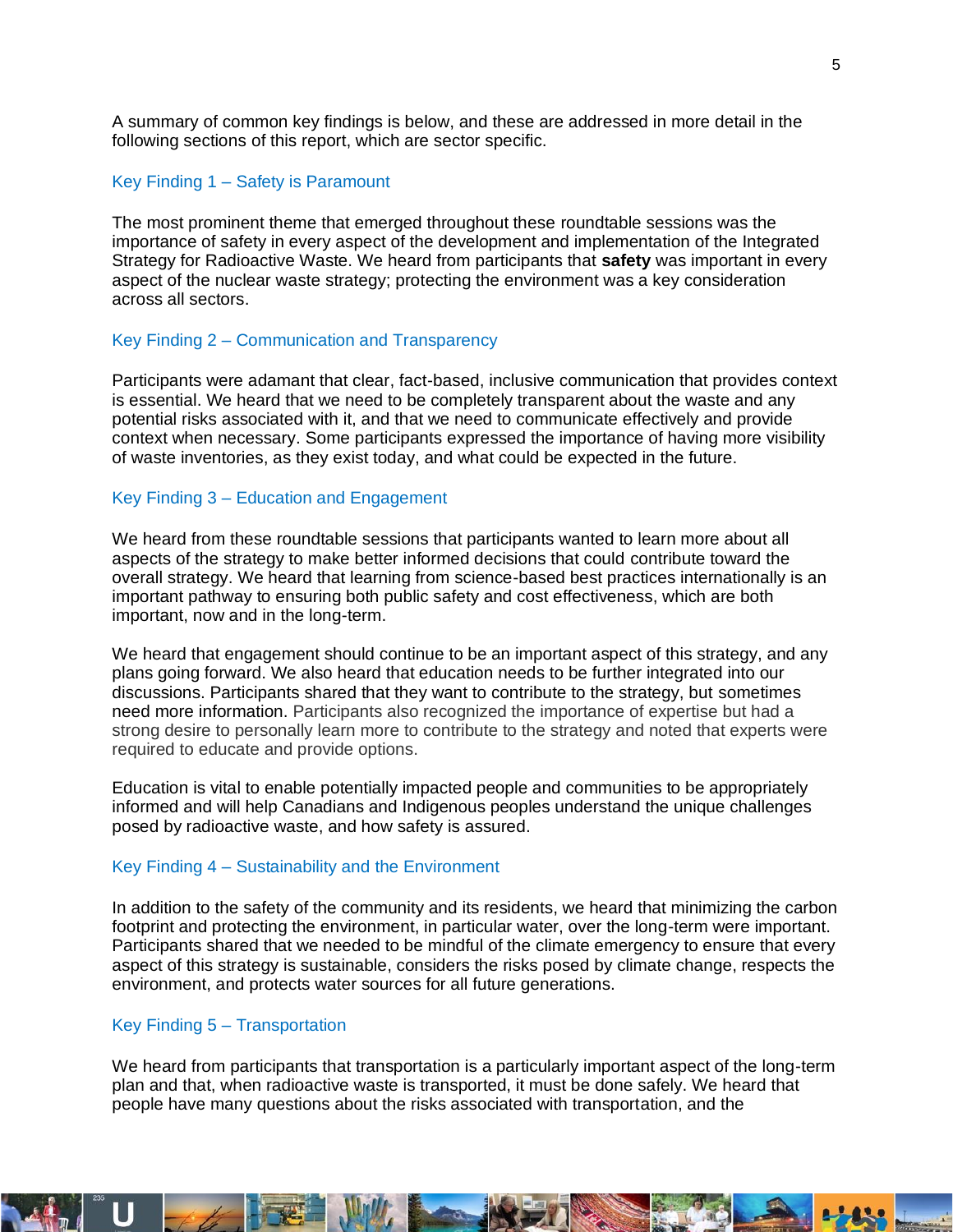A summary of common key findings is below, and these are addressed in more detail in the following sections of this report, which are sector specific.

### Key Finding 1 – Safety is Paramount

The most prominent theme that emerged throughout these roundtable sessions was the importance of safety in every aspect of the development and implementation of the Integrated Strategy for Radioactive Waste. We heard from participants that **safety** was important in every aspect of the nuclear waste strategy; protecting the environment was a key consideration across all sectors.

### Key Finding 2 – Communication and Transparency

Participants were adamant that clear, fact-based, inclusive communication that provides context is essential. We heard that we need to be completely transparent about the waste and any potential risks associated with it, and that we need to communicate effectively and provide context when necessary. Some participants expressed the importance of having more visibility of waste inventories, as they exist today, and what could be expected in the future.

### Key Finding 3 – Education and Engagement

We heard from these roundtable sessions that participants wanted to learn more about all aspects of the strategy to make better informed decisions that could contribute toward the overall strategy. We heard that learning from science-based best practices internationally is an important pathway to ensuring both public safety and cost effectiveness, which are both important, now and in the long-term.

We heard that engagement should continue to be an important aspect of this strategy, and any plans going forward. We also heard that education needs to be further integrated into our discussions. Participants shared that they want to contribute to the strategy, but sometimes need more information. Participants also recognized the importance of expertise but had a strong desire to personally learn more to contribute to the strategy and noted that experts were required to educate and provide options.

Education is vital to enable potentially impacted people and communities to be appropriately informed and will help Canadians and Indigenous peoples understand the unique challenges posed by radioactive waste, and how safety is assured.

### Key Finding 4 – Sustainability and the Environment

In addition to the safety of the community and its residents, we heard that minimizing the carbon footprint and protecting the environment, in particular water, over the long-term were important. Participants shared that we needed to be mindful of the climate emergency to ensure that every aspect of this strategy is sustainable, considers the risks posed by climate change, respects the environment, and protects water sources for all future generations.

### Key Finding 5 – Transportation

We heard from participants that transportation is a particularly important aspect of the long-term plan and that, when radioactive waste is transported, it must be done safely. We heard that people have many questions about the risks associated with transportation, and the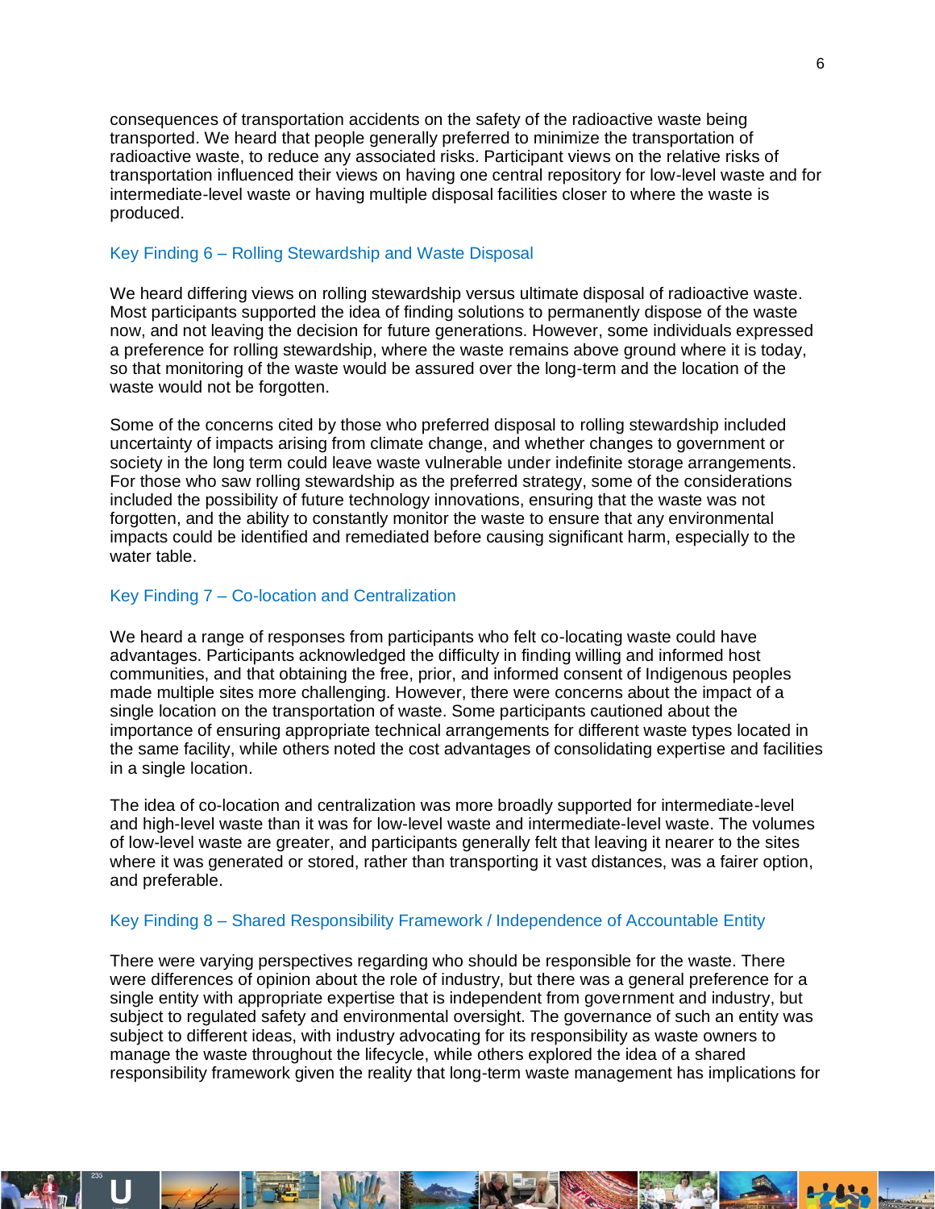consequences of transportation accidents on the safety of the radioactive waste being transported. We heard that people generally preferred to minimize the transportation of radioactive waste, to reduce any associated risks. Participant views on the relative risks of transportation influenced their views on having one central repository for low-level waste and for intermediate-level waste or having multiple disposal facilities closer to where the waste is produced.

### Key Finding 6 – Rolling Stewardship and Waste Disposal

We heard differing views on rolling stewardship versus ultimate disposal of radioactive waste. Most participants supported the idea of finding solutions to permanently dispose of the waste now, and not leaving the decision for future generations. However, some individuals expressed a preference for rolling stewardship, where the waste remains above ground where it is today, so that monitoring of the waste would be assured over the long-term and the location of the waste would not be forgotten.

Some of the concerns cited by those who preferred disposal to rolling stewardship included uncertainty of impacts arising from climate change, and whether changes to government or society in the long term could leave waste vulnerable under indefinite storage arrangements. For those who saw rolling stewardship as the preferred strategy, some of the considerations included the possibility of future technology innovations, ensuring that the waste was not forgotten, and the ability to constantly monitor the waste to ensure that any environmental impacts could be identified and remediated before causing significant harm, especially to the water table.

### Key Finding 7 – Co-location and Centralization

We heard a range of responses from participants who felt co-locating waste could have advantages. Participants acknowledged the difficulty in finding willing and informed host communities, and that obtaining the free, prior, and informed consent of Indigenous peoples made multiple sites more challenging. However, there were concerns about the impact of a single location on the transportation of waste. Some participants cautioned about the importance of ensuring appropriate technical arrangements for different waste types located in the same facility, while others noted the cost advantages of consolidating expertise and facilities in a single location.

The idea of co-location and centralization was more broadly supported for intermediate-level and high-level waste than it was for low-level waste and intermediate-level waste. The volumes of low-level waste are greater, and participants generally felt that leaving it nearer to the sites where it was generated or stored, rather than transporting it vast distances, was a fairer option, and preferable.

### Key Finding 8 – Shared Responsibility Framework / Independence of Accountable Entity

There were varying perspectives regarding who should be responsible for the waste. There were differences of opinion about the role of industry, but there was a general preference for a single entity with appropriate expertise that is independent from government and industry, but subject to regulated safety and environmental oversight. The governance of such an entity was subject to different ideas, with industry advocating for its responsibility as waste owners to manage the waste throughout the lifecycle, while others explored the idea of a shared responsibility framework given the reality that long-term waste management has implications for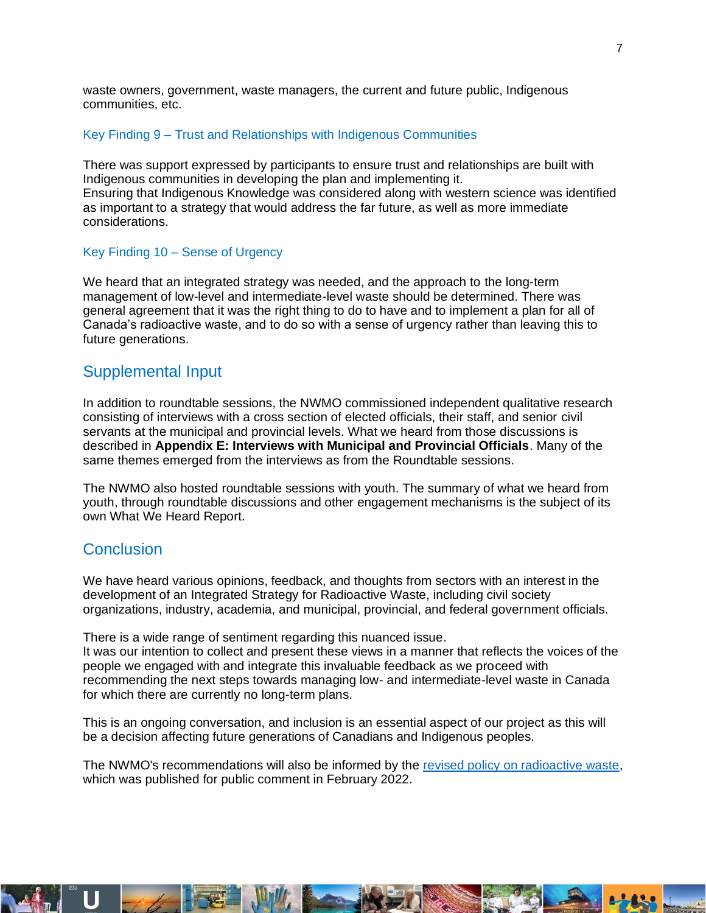waste owners, government, waste managers, the current and future public, Indigenous communities, etc.

### Key Finding 9 – Trust and Relationships with Indigenous Communities

There was support expressed by participants to ensure trust and relationships are built with Indigenous communities in developing the plan and implementing it.
Ensuring that Indigenous Knowledge was considered along with western science was identified as important to a strategy that would address the far future, as well as more immediate considerations.

### Key Finding 10 – Sense of Urgency

We heard that an integrated strategy was needed, and the approach to the long-term management of low-level and intermediate-level waste should be determined. There was general agreement that it was the right thing to do to have and to implement a plan for all of Canada's radioactive waste, and to do so with a sense of urgency rather than leaving this to future generations.

## Supplemental Input

In addition to roundtable sessions, the NWMO commissioned independent qualitative research consisting of interviews with a cross section of elected officials, their staff, and senior civil servants at the municipal and provincial levels. What we heard from those discussions is described in **Appendix E: Interviews with Municipal and Provincial Officials**. Many of the same themes emerged from the interviews as from the Roundtable sessions.

The NWMO also hosted roundtable sessions with youth. The summary of what we heard from youth, through roundtable discussions and other engagement mechanisms is the subject of its own What We Heard Report.

## Conclusion

We have heard various opinions, feedback, and thoughts from sectors with an interest in the development of an Integrated Strategy for Radioactive Waste, including civil society organizations, industry, academia, and municipal, provincial, and federal government officials.

There is a wide range of sentiment regarding this nuanced issue.
It was our intention to collect and present these views in a manner that reflects the voices of the people we engaged with and integrate this invaluable feedback as we proceed with recommending the next steps towards managing low- and intermediate-level waste in Canada for which there are currently no long-term plans.

This is an ongoing conversation, and inclusion is an essential aspect of our project as this will be a decision affecting future generations of Canadians and Indigenous peoples.

The NWMO's recommendations will also be informed by the revised policy on radioactive waste, which was published for public comment in February 2022.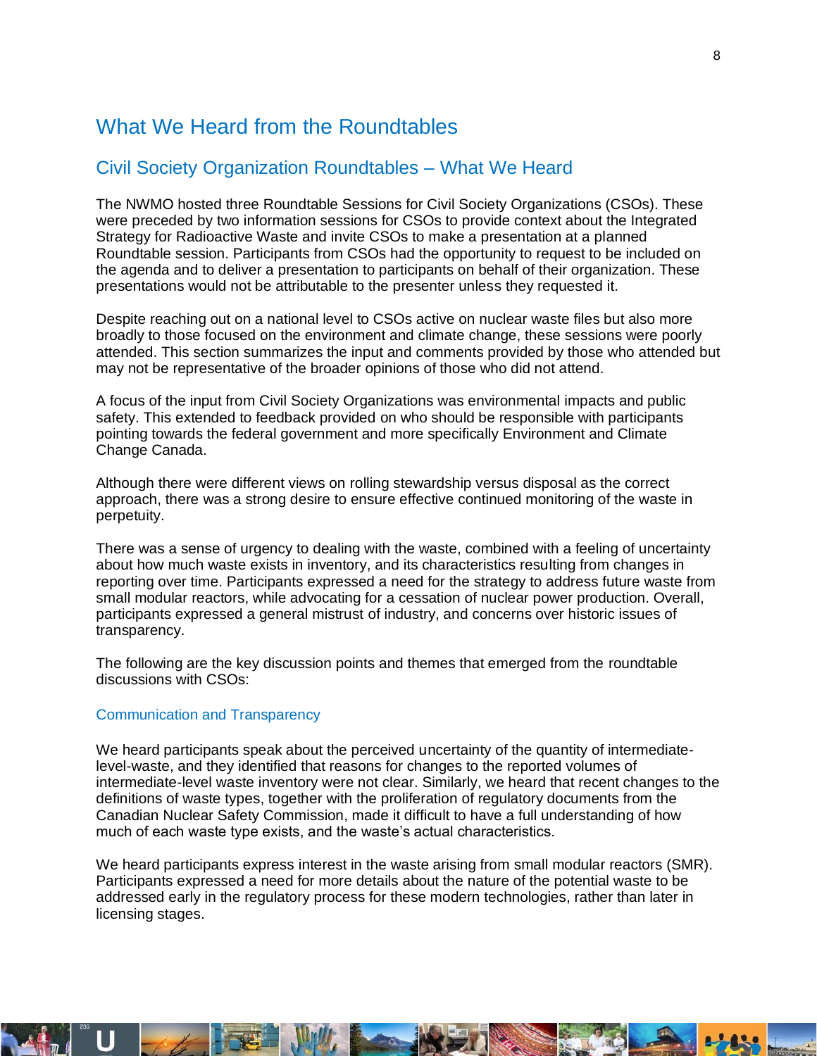# What We Heard from the Roundtables

## Civil Society Organization Roundtables – What We Heard

The NWMO hosted three Roundtable Sessions for Civil Society Organizations (CSOs). These were preceded by two information sessions for CSOs to provide context about the Integrated Strategy for Radioactive Waste and invite CSOs to make a presentation at a planned Roundtable session. Participants from CSOs had the opportunity to request to be included on the agenda and to deliver a presentation to participants on behalf of their organization. These presentations would not be attributable to the presenter unless they requested it.

Despite reaching out on a national level to CSOs active on nuclear waste files but also more broadly to those focused on the environment and climate change, these sessions were poorly attended. This section summarizes the input and comments provided by those who attended but may not be representative of the broader opinions of those who did not attend.

A focus of the input from Civil Society Organizations was environmental impacts and public safety. This extended to feedback provided on who should be responsible with participants pointing towards the federal government and more specifically Environment and Climate Change Canada.

Although there were different views on rolling stewardship versus disposal as the correct approach, there was a strong desire to ensure effective continued monitoring of the waste in perpetuity.

There was a sense of urgency to dealing with the waste, combined with a feeling of uncertainty about how much waste exists in inventory, and its characteristics resulting from changes in reporting over time. Participants expressed a need for the strategy to address future waste from small modular reactors, while advocating for a cessation of nuclear power production. Overall, participants expressed a general mistrust of industry, and concerns over historic issues of transparency.

The following are the key discussion points and themes that emerged from the roundtable discussions with CSOs:

### Communication and Transparency

We heard participants speak about the perceived uncertainty of the quantity of intermediate-level-waste, and they identified that reasons for changes to the reported volumes of intermediate-level waste inventory were not clear. Similarly, we heard that recent changes to the definitions of waste types, together with the proliferation of regulatory documents from the Canadian Nuclear Safety Commission, made it difficult to have a full understanding of how much of each waste type exists, and the waste's actual characteristics.

We heard participants express interest in the waste arising from small modular reactors (SMR). Participants expressed a need for more details about the nature of the potential waste to be addressed early in the regulatory process for these modern technologies, rather than later in licensing stages.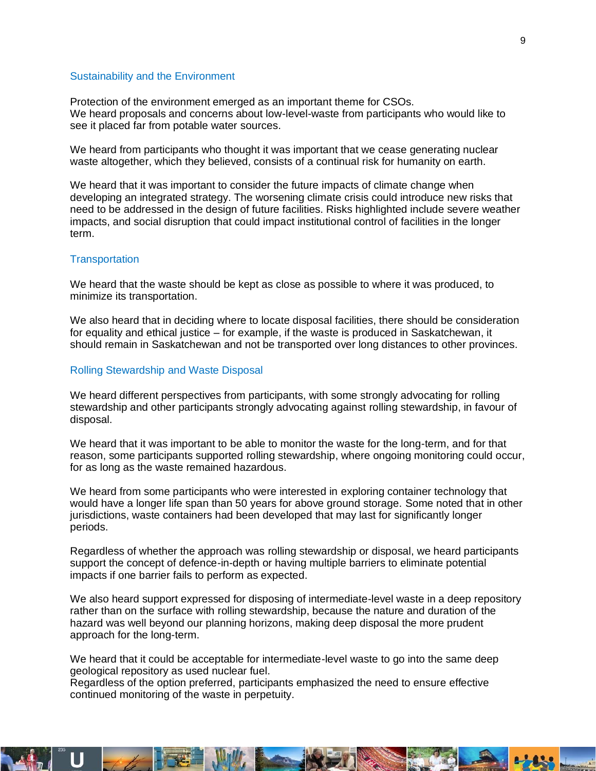## Sustainability and the Environment

Protection of the environment emerged as an important theme for CSOs.
We heard proposals and concerns about low-level-waste from participants who would like to see it placed far from potable water sources.

We heard from participants who thought it was important that we cease generating nuclear waste altogether, which they believed, consists of a continual risk for humanity on earth.

We heard that it was important to consider the future impacts of climate change when developing an integrated strategy. The worsening climate crisis could introduce new risks that need to be addressed in the design of future facilities. Risks highlighted include severe weather impacts, and social disruption that could impact institutional control of facilities in the longer term.

## Transportation

We heard that the waste should be kept as close as possible to where it was produced, to minimize its transportation.

We also heard that in deciding where to locate disposal facilities, there should be consideration for equality and ethical justice – for example, if the waste is produced in Saskatchewan, it should remain in Saskatchewan and not be transported over long distances to other provinces.

## Rolling Stewardship and Waste Disposal

We heard different perspectives from participants, with some strongly advocating for rolling stewardship and other participants strongly advocating against rolling stewardship, in favour of disposal.

We heard that it was important to be able to monitor the waste for the long-term, and for that reason, some participants supported rolling stewardship, where ongoing monitoring could occur, for as long as the waste remained hazardous.

We heard from some participants who were interested in exploring container technology that would have a longer life span than 50 years for above ground storage. Some noted that in other jurisdictions, waste containers had been developed that may last for significantly longer periods.

Regardless of whether the approach was rolling stewardship or disposal, we heard participants support the concept of defence-in-depth or having multiple barriers to eliminate potential impacts if one barrier fails to perform as expected.

We also heard support expressed for disposing of intermediate-level waste in a deep repository rather than on the surface with rolling stewardship, because the nature and duration of the hazard was well beyond our planning horizons, making deep disposal the more prudent approach for the long-term.

We heard that it could be acceptable for intermediate-level waste to go into the same deep geological repository as used nuclear fuel.
Regardless of the option preferred, participants emphasized the need to ensure effective continued monitoring of the waste in perpetuity.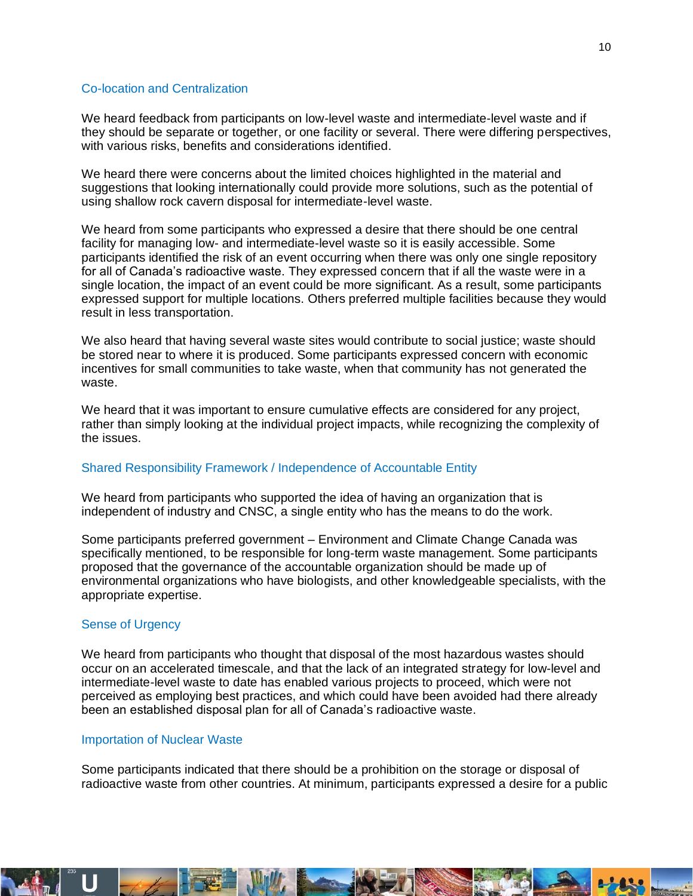### Co-location and Centralization

We heard feedback from participants on low-level waste and intermediate-level waste and if they should be separate or together, or one facility or several. There were differing perspectives, with various risks, benefits and considerations identified.

We heard there were concerns about the limited choices highlighted in the material and suggestions that looking internationally could provide more solutions, such as the potential of using shallow rock cavern disposal for intermediate-level waste.

We heard from some participants who expressed a desire that there should be one central facility for managing low- and intermediate-level waste so it is easily accessible. Some participants identified the risk of an event occurring when there was only one single repository for all of Canada's radioactive waste. They expressed concern that if all the waste were in a single location, the impact of an event could be more significant. As a result, some participants expressed support for multiple locations. Others preferred multiple facilities because they would result in less transportation.

We also heard that having several waste sites would contribute to social justice; waste should be stored near to where it is produced. Some participants expressed concern with economic incentives for small communities to take waste, when that community has not generated the waste.

We heard that it was important to ensure cumulative effects are considered for any project, rather than simply looking at the individual project impacts, while recognizing the complexity of the issues.

### Shared Responsibility Framework / Independence of Accountable Entity

We heard from participants who supported the idea of having an organization that is independent of industry and CNSC, a single entity who has the means to do the work.

Some participants preferred government – Environment and Climate Change Canada was specifically mentioned, to be responsible for long-term waste management. Some participants proposed that the governance of the accountable organization should be made up of environmental organizations who have biologists, and other knowledgeable specialists, with the appropriate expertise.

### Sense of Urgency

We heard from participants who thought that disposal of the most hazardous wastes should occur on an accelerated timescale, and that the lack of an integrated strategy for low-level and intermediate-level waste to date has enabled various projects to proceed, which were not perceived as employing best practices, and which could have been avoided had there already been an established disposal plan for all of Canada's radioactive waste.

### Importation of Nuclear Waste

Some participants indicated that there should be a prohibition on the storage or disposal of radioactive waste from other countries. At minimum, participants expressed a desire for a public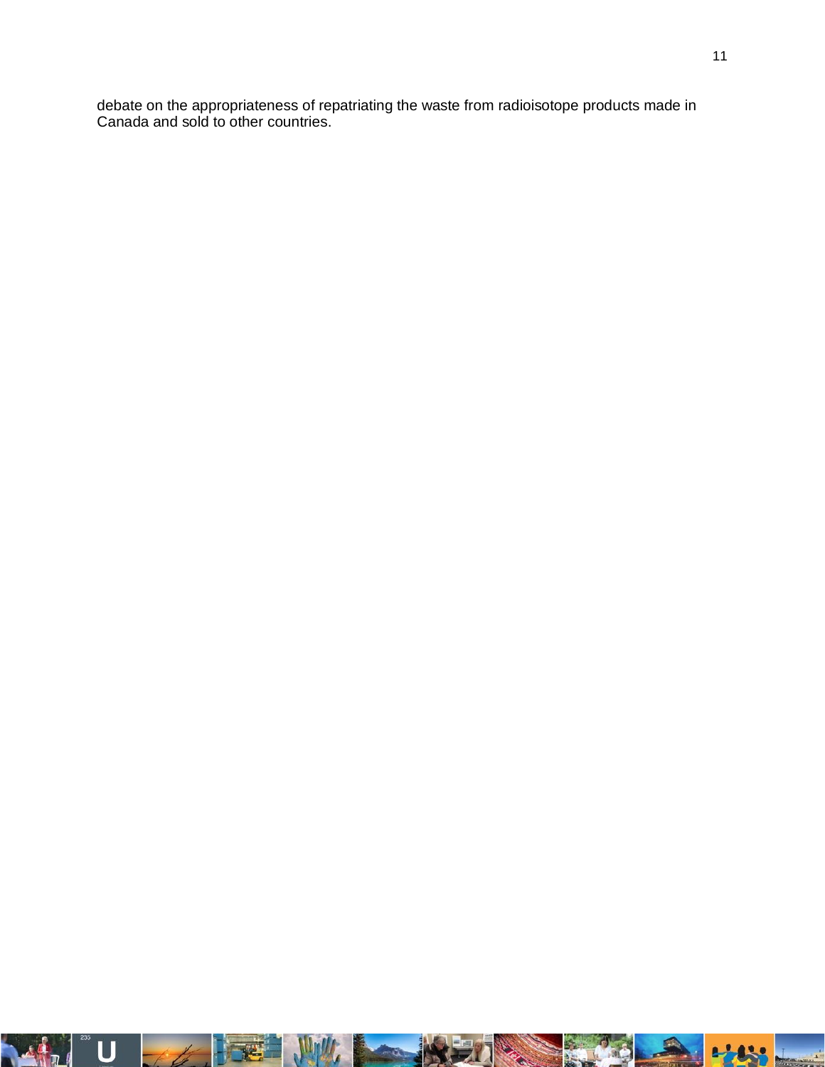debate on the appropriateness of repatriating the waste from radioisotope products made in Canada and sold to other countries.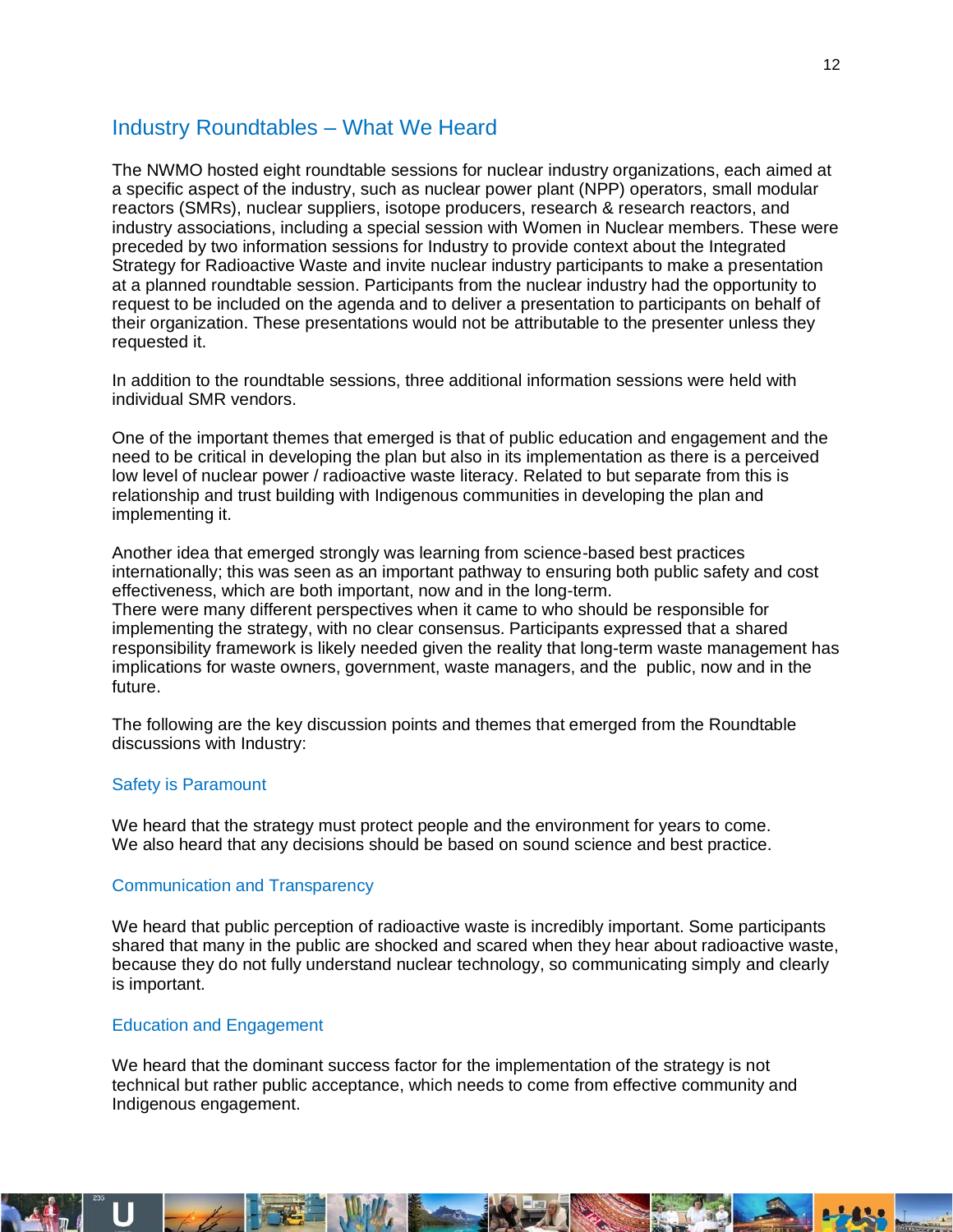## Industry Roundtables – What We Heard

The NWMO hosted eight roundtable sessions for nuclear industry organizations, each aimed at a specific aspect of the industry, such as nuclear power plant (NPP) operators, small modular reactors (SMRs), nuclear suppliers, isotope producers, research & research reactors, and industry associations, including a special session with Women in Nuclear members. These were preceded by two information sessions for Industry to provide context about the Integrated Strategy for Radioactive Waste and invite nuclear industry participants to make a presentation at a planned roundtable session. Participants from the nuclear industry had the opportunity to request to be included on the agenda and to deliver a presentation to participants on behalf of their organization. These presentations would not be attributable to the presenter unless they requested it.

In addition to the roundtable sessions, three additional information sessions were held with individual SMR vendors.

One of the important themes that emerged is that of public education and engagement and the need to be critical in developing the plan but also in its implementation as there is a perceived low level of nuclear power / radioactive waste literacy. Related to but separate from this is relationship and trust building with Indigenous communities in developing the plan and implementing it.

Another idea that emerged strongly was learning from science-based best practices internationally; this was seen as an important pathway to ensuring both public safety and cost effectiveness, which are both important, now and in the long-term.
There were many different perspectives when it came to who should be responsible for implementing the strategy, with no clear consensus. Participants expressed that a shared responsibility framework is likely needed given the reality that long-term waste management has implications for waste owners, government, waste managers, and the public, now and in the future.

The following are the key discussion points and themes that emerged from the Roundtable discussions with Industry:

### Safety is Paramount

We heard that the strategy must protect people and the environment for years to come.
We also heard that any decisions should be based on sound science and best practice.

### Communication and Transparency

We heard that public perception of radioactive waste is incredibly important. Some participants shared that many in the public are shocked and scared when they hear about radioactive waste, because they do not fully understand nuclear technology, so communicating simply and clearly is important.

### Education and Engagement

We heard that the dominant success factor for the implementation of the strategy is not technical but rather public acceptance, which needs to come from effective community and Indigenous engagement.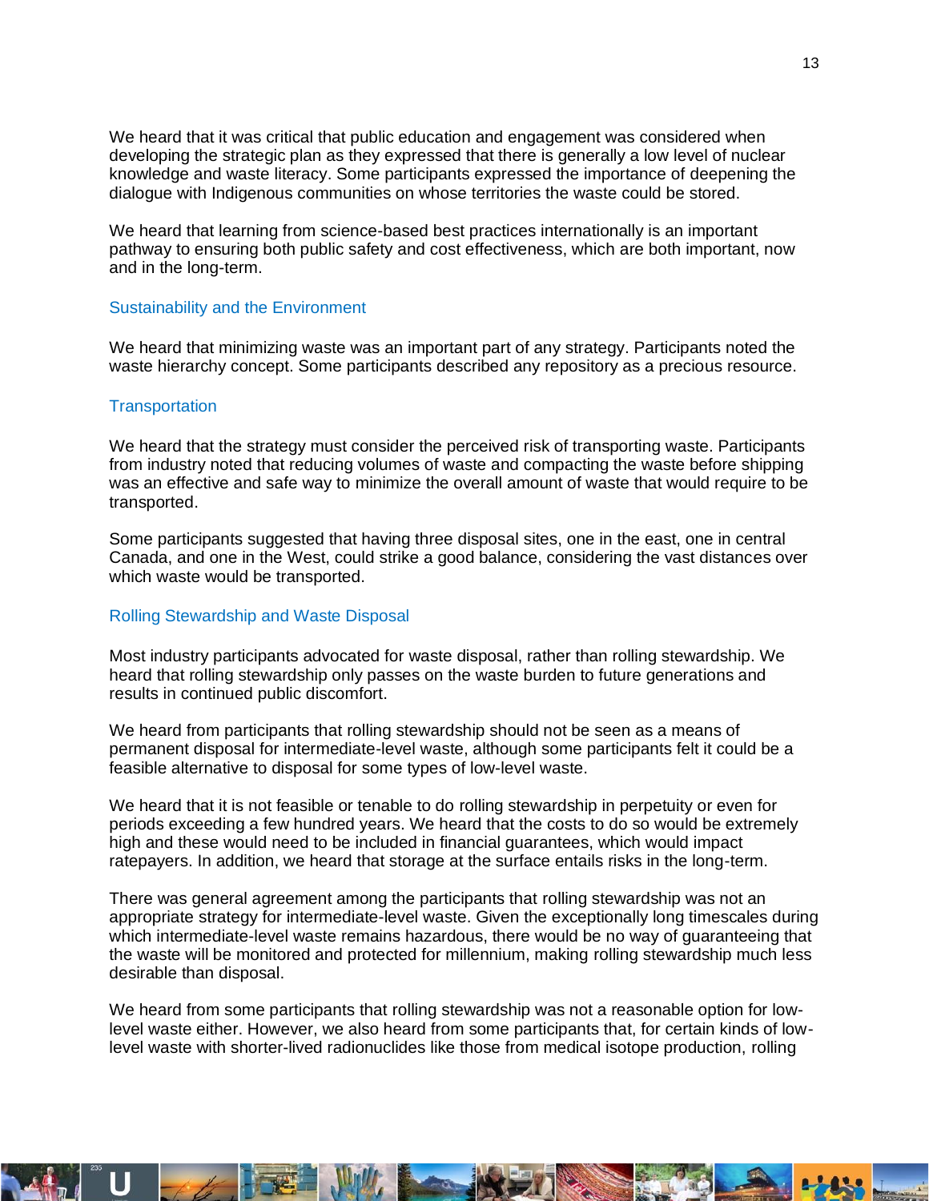We heard that it was critical that public education and engagement was considered when developing the strategic plan as they expressed that there is generally a low level of nuclear knowledge and waste literacy. Some participants expressed the importance of deepening the dialogue with Indigenous communities on whose territories the waste could be stored.

We heard that learning from science-based best practices internationally is an important pathway to ensuring both public safety and cost effectiveness, which are both important, now and in the long-term.

### Sustainability and the Environment

We heard that minimizing waste was an important part of any strategy. Participants noted the waste hierarchy concept. Some participants described any repository as a precious resource.

### Transportation

We heard that the strategy must consider the perceived risk of transporting waste. Participants from industry noted that reducing volumes of waste and compacting the waste before shipping was an effective and safe way to minimize the overall amount of waste that would require to be transported.

Some participants suggested that having three disposal sites, one in the east, one in central Canada, and one in the West, could strike a good balance, considering the vast distances over which waste would be transported.

### Rolling Stewardship and Waste Disposal

Most industry participants advocated for waste disposal, rather than rolling stewardship. We heard that rolling stewardship only passes on the waste burden to future generations and results in continued public discomfort.

We heard from participants that rolling stewardship should not be seen as a means of permanent disposal for intermediate-level waste, although some participants felt it could be a feasible alternative to disposal for some types of low-level waste.

We heard that it is not feasible or tenable to do rolling stewardship in perpetuity or even for periods exceeding a few hundred years. We heard that the costs to do so would be extremely high and these would need to be included in financial guarantees, which would impact ratepayers. In addition, we heard that storage at the surface entails risks in the long-term.

There was general agreement among the participants that rolling stewardship was not an appropriate strategy for intermediate-level waste. Given the exceptionally long timescales during which intermediate-level waste remains hazardous, there would be no way of guaranteeing that the waste will be monitored and protected for millennium, making rolling stewardship much less desirable than disposal.

We heard from some participants that rolling stewardship was not a reasonable option for low-level waste either. However, we also heard from some participants that, for certain kinds of low-level waste with shorter-lived radionuclides like those from medical isotope production, rolling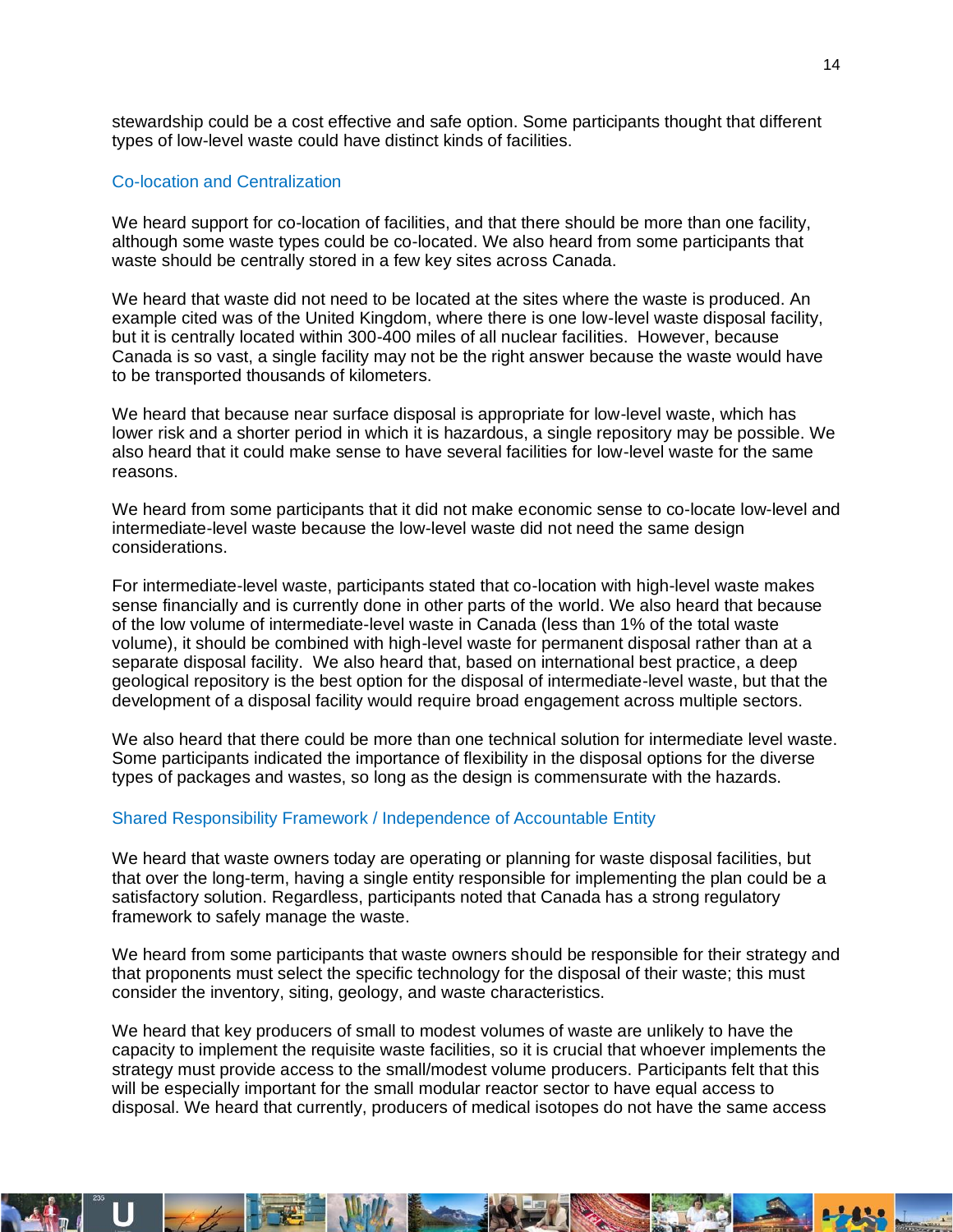stewardship could be a cost effective and safe option. Some participants thought that different types of low-level waste could have distinct kinds of facilities.

### Co-location and Centralization

We heard support for co-location of facilities, and that there should be more than one facility, although some waste types could be co-located. We also heard from some participants that waste should be centrally stored in a few key sites across Canada.

We heard that waste did not need to be located at the sites where the waste is produced. An example cited was of the United Kingdom, where there is one low-level waste disposal facility, but it is centrally located within 300-400 miles of all nuclear facilities. However, because Canada is so vast, a single facility may not be the right answer because the waste would have to be transported thousands of kilometers.

We heard that because near surface disposal is appropriate for low-level waste, which has lower risk and a shorter period in which it is hazardous, a single repository may be possible. We also heard that it could make sense to have several facilities for low-level waste for the same reasons.

We heard from some participants that it did not make economic sense to co-locate low-level and intermediate-level waste because the low-level waste did not need the same design considerations.

For intermediate-level waste, participants stated that co-location with high-level waste makes sense financially and is currently done in other parts of the world. We also heard that because of the low volume of intermediate-level waste in Canada (less than 1% of the total waste volume), it should be combined with high-level waste for permanent disposal rather than at a separate disposal facility. We also heard that, based on international best practice, a deep geological repository is the best option for the disposal of intermediate-level waste, but that the development of a disposal facility would require broad engagement across multiple sectors.

We also heard that there could be more than one technical solution for intermediate level waste. Some participants indicated the importance of flexibility in the disposal options for the diverse types of packages and wastes, so long as the design is commensurate with the hazards.

### Shared Responsibility Framework / Independence of Accountable Entity

We heard that waste owners today are operating or planning for waste disposal facilities, but that over the long-term, having a single entity responsible for implementing the plan could be a satisfactory solution. Regardless, participants noted that Canada has a strong regulatory framework to safely manage the waste.

We heard from some participants that waste owners should be responsible for their strategy and that proponents must select the specific technology for the disposal of their waste; this must consider the inventory, siting, geology, and waste characteristics.

We heard that key producers of small to modest volumes of waste are unlikely to have the capacity to implement the requisite waste facilities, so it is crucial that whoever implements the strategy must provide access to the small/modest volume producers. Participants felt that this will be especially important for the small modular reactor sector to have equal access to disposal. We heard that currently, producers of medical isotopes do not have the same access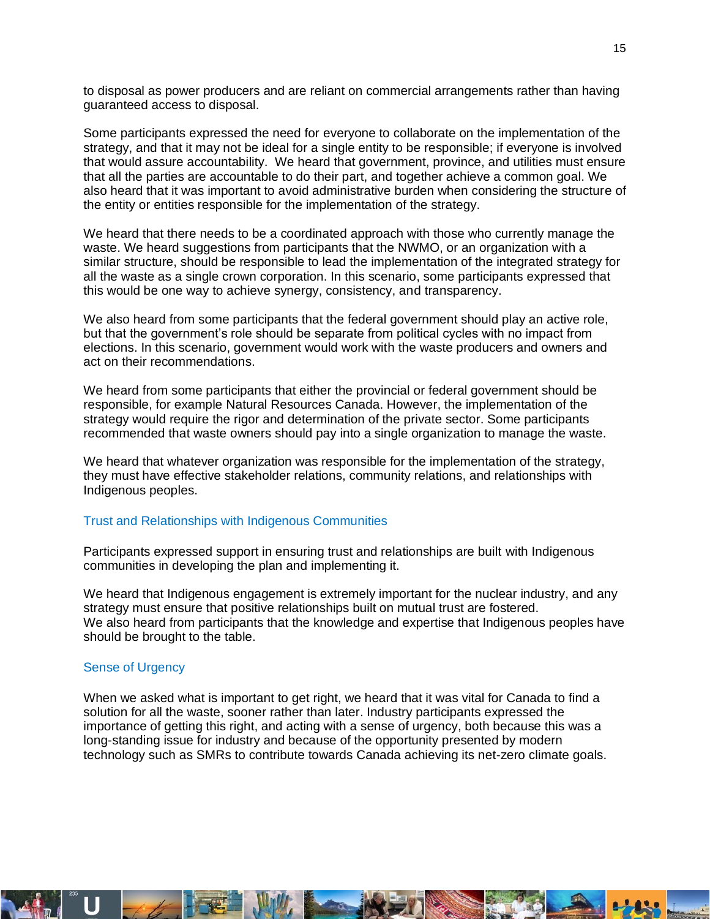to disposal as power producers and are reliant on commercial arrangements rather than having guaranteed access to disposal.

Some participants expressed the need for everyone to collaborate on the implementation of the strategy, and that it may not be ideal for a single entity to be responsible; if everyone is involved that would assure accountability. We heard that government, province, and utilities must ensure that all the parties are accountable to do their part, and together achieve a common goal. We also heard that it was important to avoid administrative burden when considering the structure of the entity or entities responsible for the implementation of the strategy.

We heard that there needs to be a coordinated approach with those who currently manage the waste. We heard suggestions from participants that the NWMO, or an organization with a similar structure, should be responsible to lead the implementation of the integrated strategy for all the waste as a single crown corporation. In this scenario, some participants expressed that this would be one way to achieve synergy, consistency, and transparency.

We also heard from some participants that the federal government should play an active role, but that the government's role should be separate from political cycles with no impact from elections. In this scenario, government would work with the waste producers and owners and act on their recommendations.

We heard from some participants that either the provincial or federal government should be responsible, for example Natural Resources Canada. However, the implementation of the strategy would require the rigor and determination of the private sector. Some participants recommended that waste owners should pay into a single organization to manage the waste.

We heard that whatever organization was responsible for the implementation of the strategy, they must have effective stakeholder relations, community relations, and relationships with Indigenous peoples.

### Trust and Relationships with Indigenous Communities

Participants expressed support in ensuring trust and relationships are built with Indigenous communities in developing the plan and implementing it.

We heard that Indigenous engagement is extremely important for the nuclear industry, and any strategy must ensure that positive relationships built on mutual trust are fostered.
We also heard from participants that the knowledge and expertise that Indigenous peoples have should be brought to the table.

### Sense of Urgency

When we asked what is important to get right, we heard that it was vital for Canada to find a solution for all the waste, sooner rather than later. Industry participants expressed the importance of getting this right, and acting with a sense of urgency, both because this was a long-standing issue for industry and because of the opportunity presented by modern technology such as SMRs to contribute towards Canada achieving its net-zero climate goals.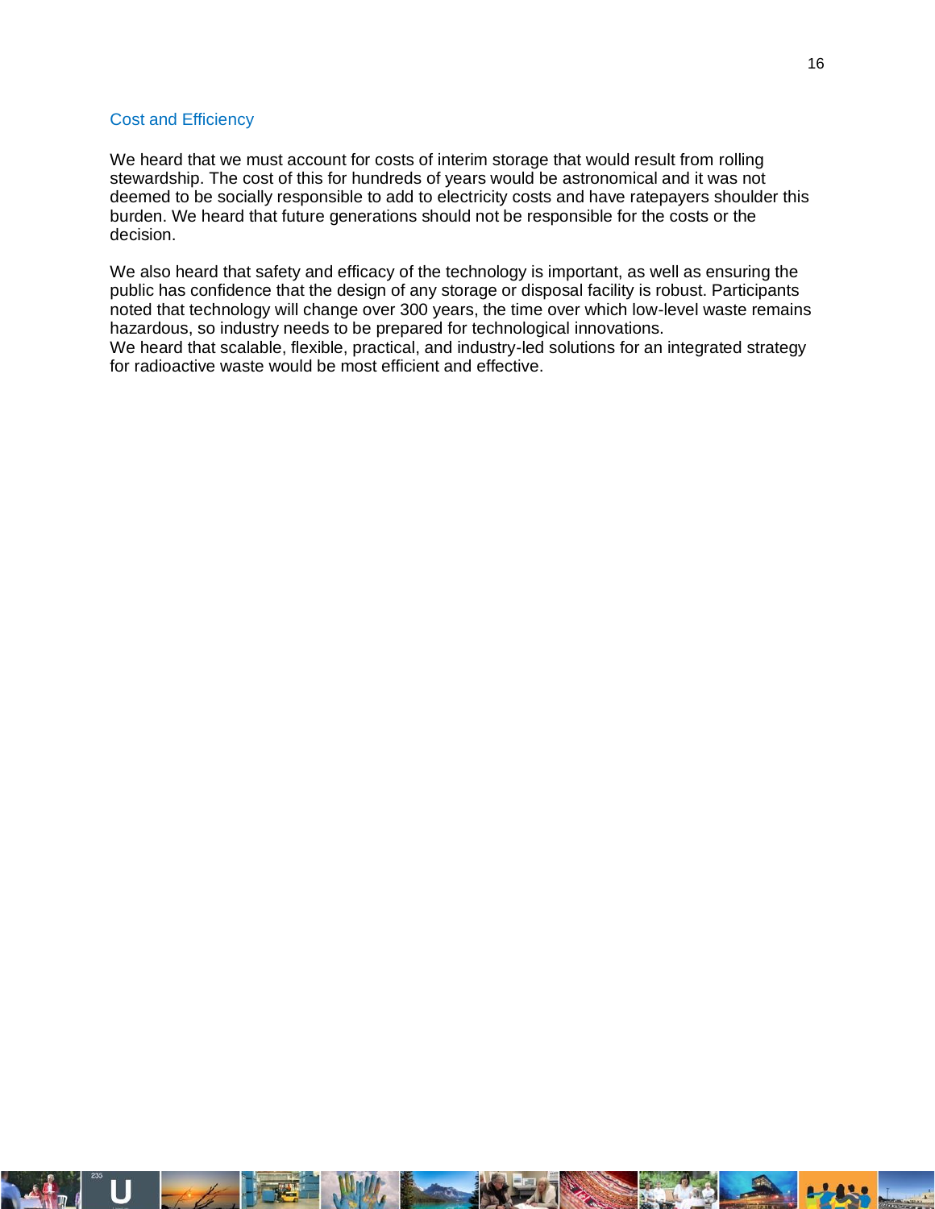## Cost and Efficiency

We heard that we must account for costs of interim storage that would result from rolling stewardship. The cost of this for hundreds of years would be astronomical and it was not deemed to be socially responsible to add to electricity costs and have ratepayers shoulder this burden. We heard that future generations should not be responsible for the costs or the decision.

We also heard that safety and efficacy of the technology is important, as well as ensuring the public has confidence that the design of any storage or disposal facility is robust. Participants noted that technology will change over 300 years, the time over which low-level waste remains hazardous, so industry needs to be prepared for technological innovations.
We heard that scalable, flexible, practical, and industry-led solutions for an integrated strategy for radioactive waste would be most efficient and effective.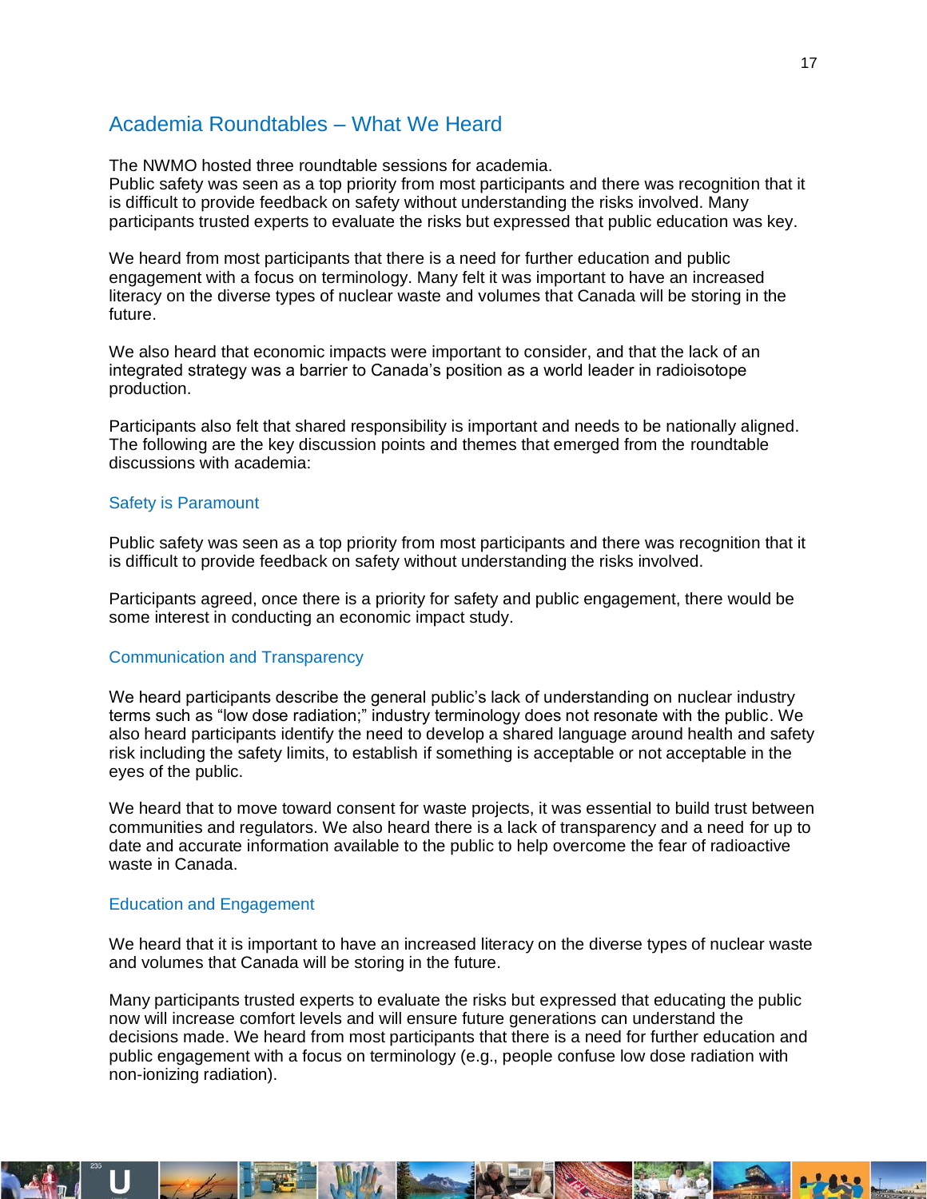## Academia Roundtables – What We Heard

The NWMO hosted three roundtable sessions for academia.
Public safety was seen as a top priority from most participants and there was recognition that it is difficult to provide feedback on safety without understanding the risks involved. Many participants trusted experts to evaluate the risks but expressed that public education was key.

We heard from most participants that there is a need for further education and public engagement with a focus on terminology. Many felt it was important to have an increased literacy on the diverse types of nuclear waste and volumes that Canada will be storing in the future.

We also heard that economic impacts were important to consider, and that the lack of an integrated strategy was a barrier to Canada's position as a world leader in radioisotope production.

Participants also felt that shared responsibility is important and needs to be nationally aligned. The following are the key discussion points and themes that emerged from the roundtable discussions with academia:

### Safety is Paramount

Public safety was seen as a top priority from most participants and there was recognition that it is difficult to provide feedback on safety without understanding the risks involved.

Participants agreed, once there is a priority for safety and public engagement, there would be some interest in conducting an economic impact study.

### Communication and Transparency

We heard participants describe the general public's lack of understanding on nuclear industry terms such as "low dose radiation;" industry terminology does not resonate with the public. We also heard participants identify the need to develop a shared language around health and safety risk including the safety limits, to establish if something is acceptable or not acceptable in the eyes of the public.

We heard that to move toward consent for waste projects, it was essential to build trust between communities and regulators. We also heard there is a lack of transparency and a need for up to date and accurate information available to the public to help overcome the fear of radioactive waste in Canada.

### Education and Engagement

We heard that it is important to have an increased literacy on the diverse types of nuclear waste and volumes that Canada will be storing in the future.

Many participants trusted experts to evaluate the risks but expressed that educating the public now will increase comfort levels and will ensure future generations can understand the decisions made. We heard from most participants that there is a need for further education and public engagement with a focus on terminology (e.g., people confuse low dose radiation with non-ionizing radiation).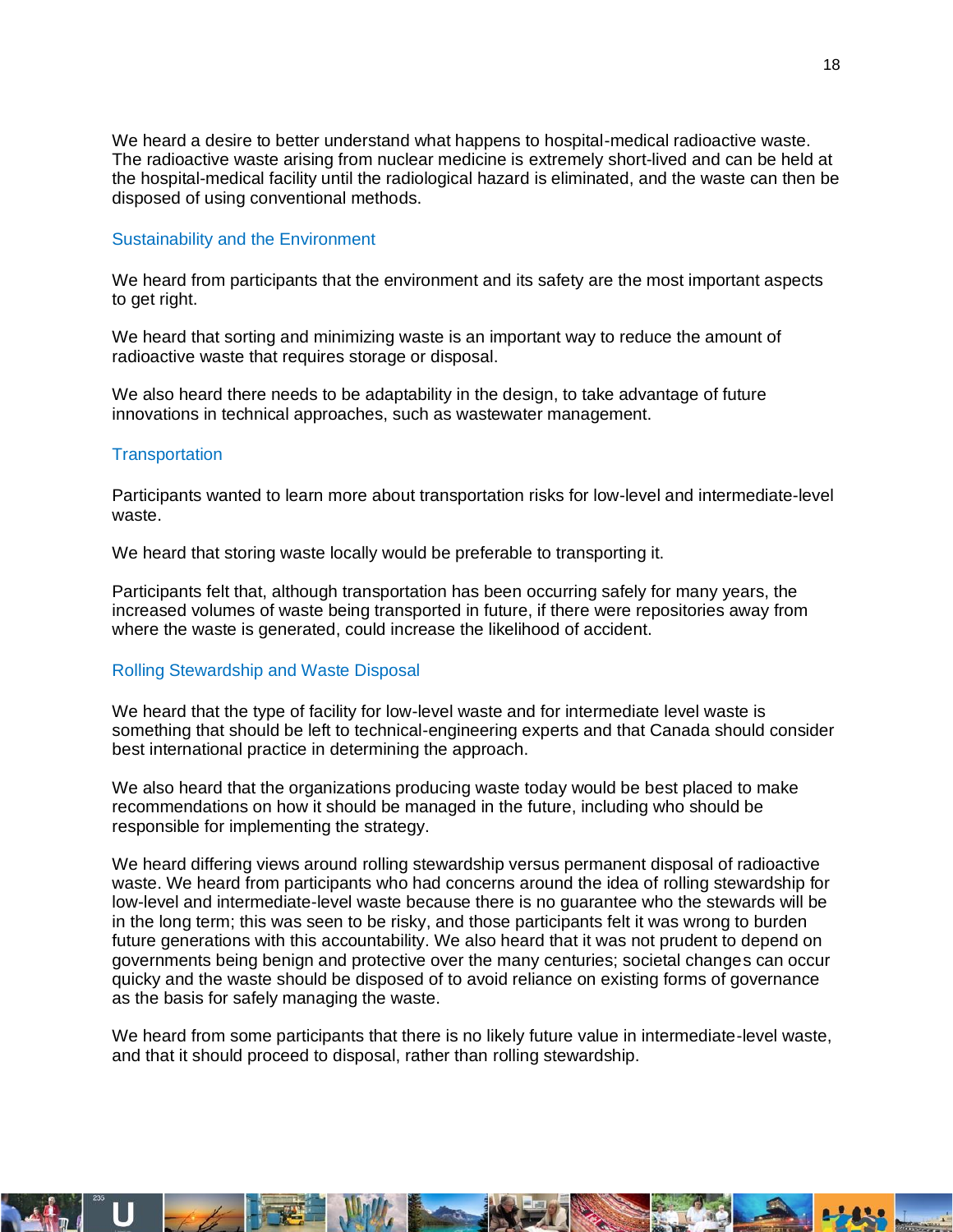We heard a desire to better understand what happens to hospital-medical radioactive waste. The radioactive waste arising from nuclear medicine is extremely short-lived and can be held at the hospital-medical facility until the radiological hazard is eliminated, and the waste can then be disposed of using conventional methods.

### Sustainability and the Environment

We heard from participants that the environment and its safety are the most important aspects to get right.

We heard that sorting and minimizing waste is an important way to reduce the amount of radioactive waste that requires storage or disposal.

We also heard there needs to be adaptability in the design, to take advantage of future innovations in technical approaches, such as wastewater management.

### Transportation

Participants wanted to learn more about transportation risks for low-level and intermediate-level waste.

We heard that storing waste locally would be preferable to transporting it.

Participants felt that, although transportation has been occurring safely for many years, the increased volumes of waste being transported in future, if there were repositories away from where the waste is generated, could increase the likelihood of accident.

### Rolling Stewardship and Waste Disposal

We heard that the type of facility for low-level waste and for intermediate level waste is something that should be left to technical-engineering experts and that Canada should consider best international practice in determining the approach.

We also heard that the organizations producing waste today would be best placed to make recommendations on how it should be managed in the future, including who should be responsible for implementing the strategy.

We heard differing views around rolling stewardship versus permanent disposal of radioactive waste. We heard from participants who had concerns around the idea of rolling stewardship for low-level and intermediate-level waste because there is no guarantee who the stewards will be in the long term; this was seen to be risky, and those participants felt it was wrong to burden future generations with this accountability. We also heard that it was not prudent to depend on governments being benign and protective over the many centuries; societal changes can occur quicky and the waste should be disposed of to avoid reliance on existing forms of governance as the basis for safely managing the waste.

We heard from some participants that there is no likely future value in intermediate-level waste, and that it should proceed to disposal, rather than rolling stewardship.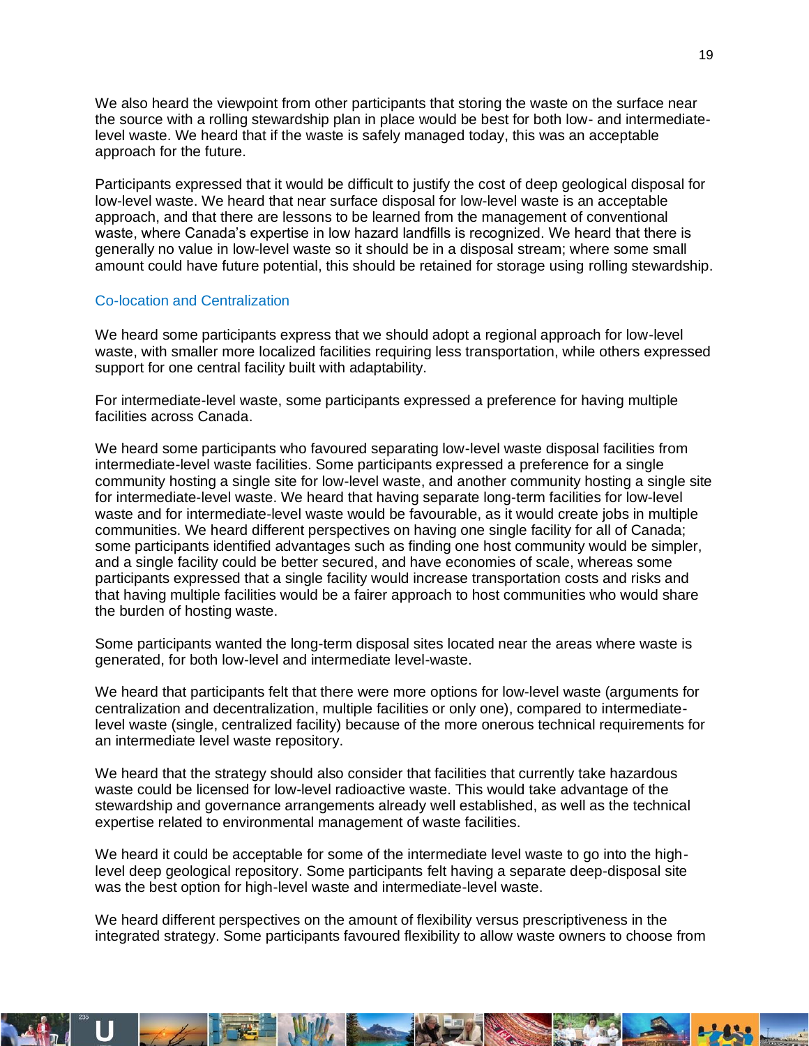We also heard the viewpoint from other participants that storing the waste on the surface near the source with a rolling stewardship plan in place would be best for both low- and intermediate-level waste. We heard that if the waste is safely managed today, this was an acceptable approach for the future.

Participants expressed that it would be difficult to justify the cost of deep geological disposal for low-level waste. We heard that near surface disposal for low-level waste is an acceptable approach, and that there are lessons to be learned from the management of conventional waste, where Canada's expertise in low hazard landfills is recognized. We heard that there is generally no value in low-level waste so it should be in a disposal stream; where some small amount could have future potential, this should be retained for storage using rolling stewardship.

### Co-location and Centralization

We heard some participants express that we should adopt a regional approach for low-level waste, with smaller more localized facilities requiring less transportation, while others expressed support for one central facility built with adaptability.

For intermediate-level waste, some participants expressed a preference for having multiple facilities across Canada.

We heard some participants who favoured separating low-level waste disposal facilities from intermediate-level waste facilities. Some participants expressed a preference for a single community hosting a single site for low-level waste, and another community hosting a single site for intermediate-level waste. We heard that having separate long-term facilities for low-level waste and for intermediate-level waste would be favourable, as it would create jobs in multiple communities. We heard different perspectives on having one single facility for all of Canada; some participants identified advantages such as finding one host community would be simpler, and a single facility could be better secured, and have economies of scale, whereas some participants expressed that a single facility would increase transportation costs and risks and that having multiple facilities would be a fairer approach to host communities who would share the burden of hosting waste.

Some participants wanted the long-term disposal sites located near the areas where waste is generated, for both low-level and intermediate level-waste.

We heard that participants felt that there were more options for low-level waste (arguments for centralization and decentralization, multiple facilities or only one), compared to intermediate-level waste (single, centralized facility) because of the more onerous technical requirements for an intermediate level waste repository.

We heard that the strategy should also consider that facilities that currently take hazardous waste could be licensed for low-level radioactive waste. This would take advantage of the stewardship and governance arrangements already well established, as well as the technical expertise related to environmental management of waste facilities.

We heard it could be acceptable for some of the intermediate level waste to go into the high-level deep geological repository. Some participants felt having a separate deep-disposal site was the best option for high-level waste and intermediate-level waste.

We heard different perspectives on the amount of flexibility versus prescriptiveness in the integrated strategy. Some participants favoured flexibility to allow waste owners to choose from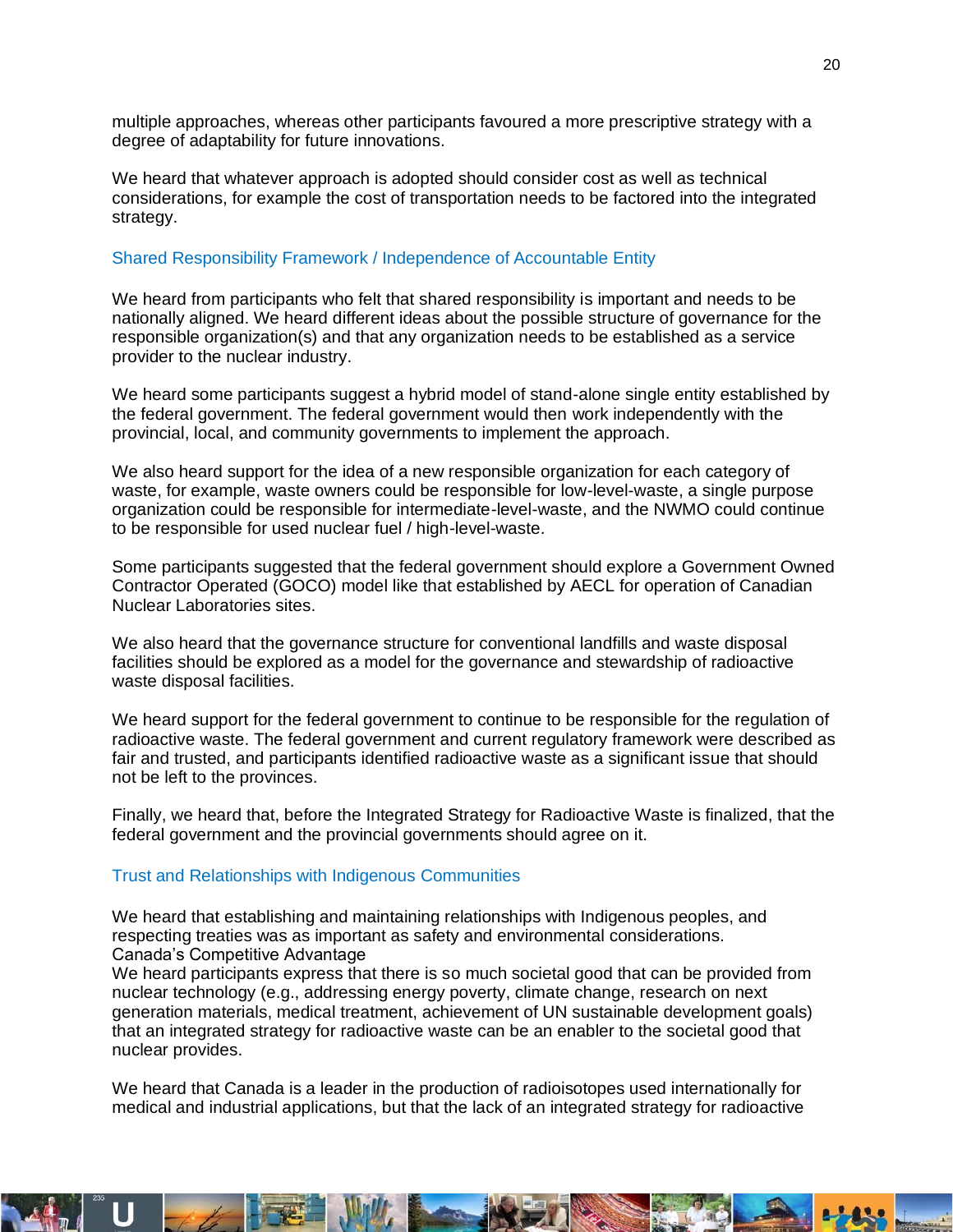multiple approaches, whereas other participants favoured a more prescriptive strategy with a degree of adaptability for future innovations.

We heard that whatever approach is adopted should consider cost as well as technical considerations, for example the cost of transportation needs to be factored into the integrated strategy.

### Shared Responsibility Framework / Independence of Accountable Entity

We heard from participants who felt that shared responsibility is important and needs to be nationally aligned. We heard different ideas about the possible structure of governance for the responsible organization(s) and that any organization needs to be established as a service provider to the nuclear industry.

We heard some participants suggest a hybrid model of stand-alone single entity established by the federal government. The federal government would then work independently with the provincial, local, and community governments to implement the approach.

We also heard support for the idea of a new responsible organization for each category of waste, for example, waste owners could be responsible for low-level-waste, a single purpose organization could be responsible for intermediate-level-waste, and the NWMO could continue to be responsible for used nuclear fuel / high-level-waste.

Some participants suggested that the federal government should explore a Government Owned Contractor Operated (GOCO) model like that established by AECL for operation of Canadian Nuclear Laboratories sites.

We also heard that the governance structure for conventional landfills and waste disposal facilities should be explored as a model for the governance and stewardship of radioactive waste disposal facilities.

We heard support for the federal government to continue to be responsible for the regulation of radioactive waste. The federal government and current regulatory framework were described as fair and trusted, and participants identified radioactive waste as a significant issue that should not be left to the provinces.

Finally, we heard that, before the Integrated Strategy for Radioactive Waste is finalized, that the federal government and the provincial governments should agree on it.

### Trust and Relationships with Indigenous Communities

We heard that establishing and maintaining relationships with Indigenous peoples, and respecting treaties was as important as safety and environmental considerations.

Canada's Competitive Advantage

We heard participants express that there is so much societal good that can be provided from nuclear technology (e.g., addressing energy poverty, climate change, research on next generation materials, medical treatment, achievement of UN sustainable development goals) that an integrated strategy for radioactive waste can be an enabler to the societal good that nuclear provides.

We heard that Canada is a leader in the production of radioisotopes used internationally for medical and industrial applications, but that the lack of an integrated strategy for radioactive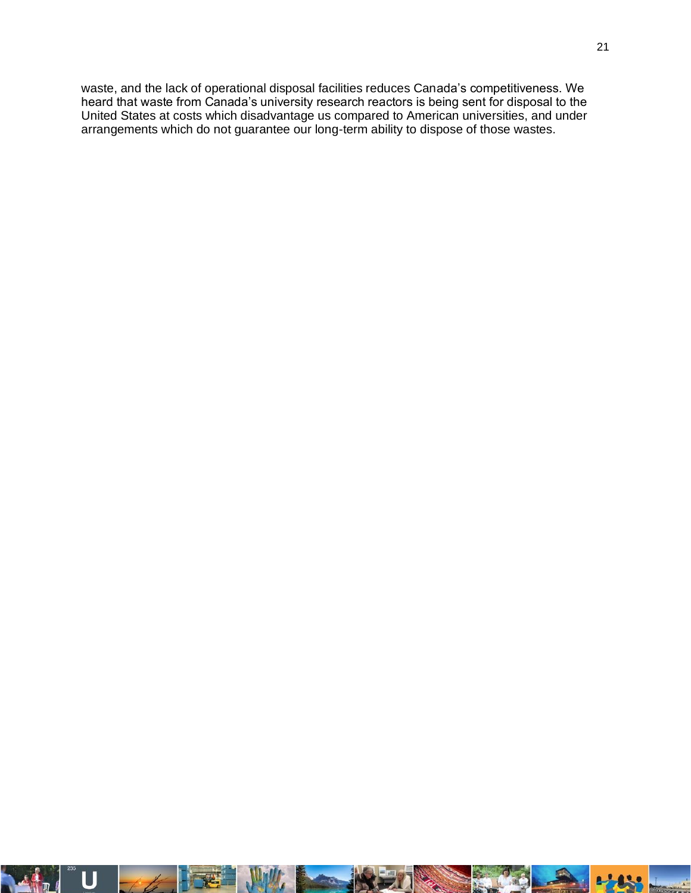waste, and the lack of operational disposal facilities reduces Canada's competitiveness. We heard that waste from Canada's university research reactors is being sent for disposal to the United States at costs which disadvantage us compared to American universities, and under arrangements which do not guarantee our long-term ability to dispose of those wastes.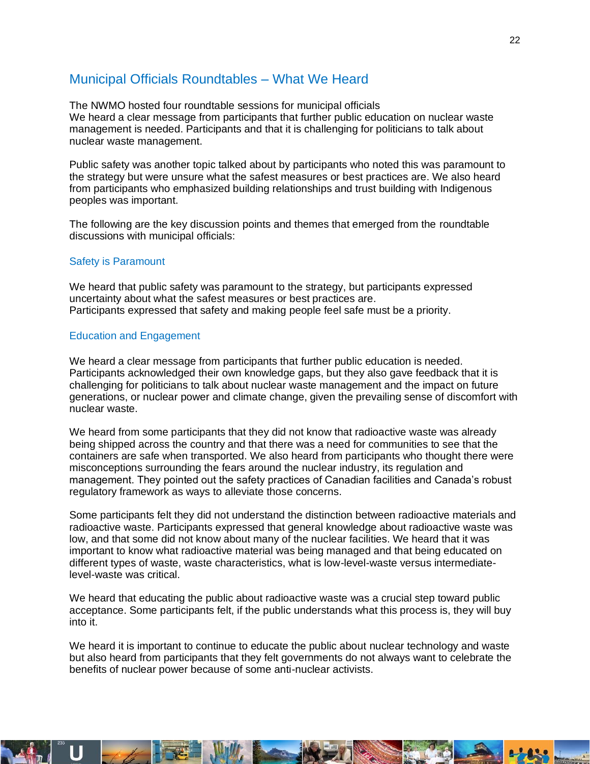## Municipal Officials Roundtables – What We Heard

The NWMO hosted four roundtable sessions for municipal officials
We heard a clear message from participants that further public education on nuclear waste management is needed. Participants and that it is challenging for politicians to talk about nuclear waste management.

Public safety was another topic talked about by participants who noted this was paramount to the strategy but were unsure what the safest measures or best practices are. We also heard from participants who emphasized building relationships and trust building with Indigenous peoples was important.

The following are the key discussion points and themes that emerged from the roundtable discussions with municipal officials:

### Safety is Paramount

We heard that public safety was paramount to the strategy, but participants expressed uncertainty about what the safest measures or best practices are.
Participants expressed that safety and making people feel safe must be a priority.

### Education and Engagement

We heard a clear message from participants that further public education is needed. Participants acknowledged their own knowledge gaps, but they also gave feedback that it is challenging for politicians to talk about nuclear waste management and the impact on future generations, or nuclear power and climate change, given the prevailing sense of discomfort with nuclear waste.

We heard from some participants that they did not know that radioactive waste was already being shipped across the country and that there was a need for communities to see that the containers are safe when transported. We also heard from participants who thought there were misconceptions surrounding the fears around the nuclear industry, its regulation and management. They pointed out the safety practices of Canadian facilities and Canada's robust regulatory framework as ways to alleviate those concerns.

Some participants felt they did not understand the distinction between radioactive materials and radioactive waste. Participants expressed that general knowledge about radioactive waste was low, and that some did not know about many of the nuclear facilities. We heard that it was important to know what radioactive material was being managed and that being educated on different types of waste, waste characteristics, what is low-level-waste versus intermediate-level-waste was critical.

We heard that educating the public about radioactive waste was a crucial step toward public acceptance. Some participants felt, if the public understands what this process is, they will buy into it.

We heard it is important to continue to educate the public about nuclear technology and waste but also heard from participants that they felt governments do not always want to celebrate the benefits of nuclear power because of some anti-nuclear activists.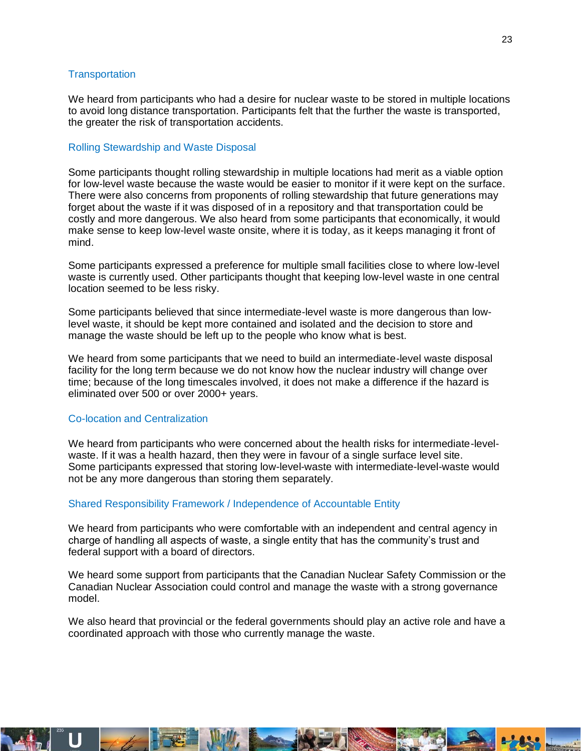### Transportation

We heard from participants who had a desire for nuclear waste to be stored in multiple locations to avoid long distance transportation. Participants felt that the further the waste is transported, the greater the risk of transportation accidents.

### Rolling Stewardship and Waste Disposal

Some participants thought rolling stewardship in multiple locations had merit as a viable option for low-level waste because the waste would be easier to monitor if it were kept on the surface. There were also concerns from proponents of rolling stewardship that future generations may forget about the waste if it was disposed of in a repository and that transportation could be costly and more dangerous. We also heard from some participants that economically, it would make sense to keep low-level waste onsite, where it is today, as it keeps managing it front of mind.

Some participants expressed a preference for multiple small facilities close to where low-level waste is currently used. Other participants thought that keeping low-level waste in one central location seemed to be less risky.

Some participants believed that since intermediate-level waste is more dangerous than low-level waste, it should be kept more contained and isolated and the decision to store and manage the waste should be left up to the people who know what is best.

We heard from some participants that we need to build an intermediate-level waste disposal facility for the long term because we do not know how the nuclear industry will change over time; because of the long timescales involved, it does not make a difference if the hazard is eliminated over 500 or over 2000+ years.

### Co-location and Centralization

We heard from participants who were concerned about the health risks for intermediate-level-waste. If it was a health hazard, then they were in favour of a single surface level site. Some participants expressed that storing low-level-waste with intermediate-level-waste would not be any more dangerous than storing them separately.

### Shared Responsibility Framework / Independence of Accountable Entity

We heard from participants who were comfortable with an independent and central agency in charge of handling all aspects of waste, a single entity that has the community's trust and federal support with a board of directors.

We heard some support from participants that the Canadian Nuclear Safety Commission or the Canadian Nuclear Association could control and manage the waste with a strong governance model.

We also heard that provincial or the federal governments should play an active role and have a coordinated approach with those who currently manage the waste.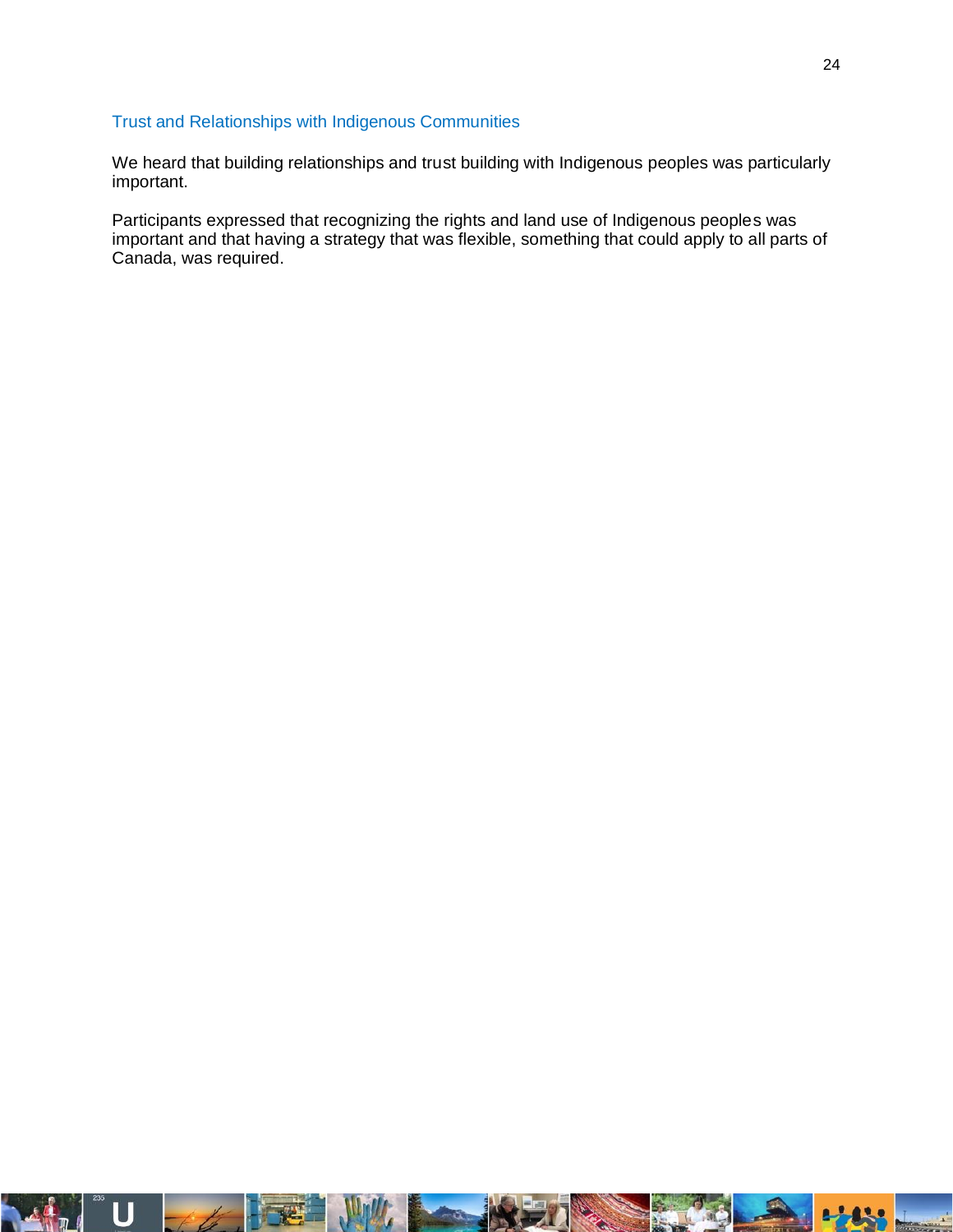### Trust and Relationships with Indigenous Communities

We heard that building relationships and trust building with Indigenous peoples was particularly important.

Participants expressed that recognizing the rights and land use of Indigenous peoples was important and that having a strategy that was flexible, something that could apply to all parts of Canada, was required.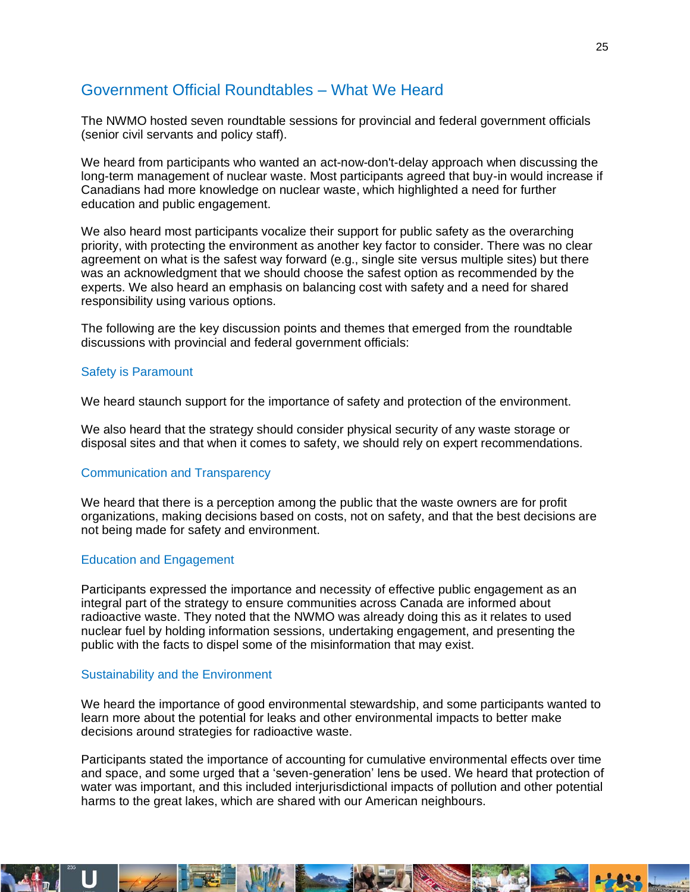## Government Official Roundtables – What We Heard

The NWMO hosted seven roundtable sessions for provincial and federal government officials (senior civil servants and policy staff).

We heard from participants who wanted an act-now-don't-delay approach when discussing the long-term management of nuclear waste. Most participants agreed that buy-in would increase if Canadians had more knowledge on nuclear waste, which highlighted a need for further education and public engagement.

We also heard most participants vocalize their support for public safety as the overarching priority, with protecting the environment as another key factor to consider. There was no clear agreement on what is the safest way forward (e.g., single site versus multiple sites) but there was an acknowledgment that we should choose the safest option as recommended by the experts. We also heard an emphasis on balancing cost with safety and a need for shared responsibility using various options.

The following are the key discussion points and themes that emerged from the roundtable discussions with provincial and federal government officials:

### Safety is Paramount

We heard staunch support for the importance of safety and protection of the environment.

We also heard that the strategy should consider physical security of any waste storage or disposal sites and that when it comes to safety, we should rely on expert recommendations.

### Communication and Transparency

We heard that there is a perception among the public that the waste owners are for profit organizations, making decisions based on costs, not on safety, and that the best decisions are not being made for safety and environment.

### Education and Engagement

Participants expressed the importance and necessity of effective public engagement as an integral part of the strategy to ensure communities across Canada are informed about radioactive waste. They noted that the NWMO was already doing this as it relates to used nuclear fuel by holding information sessions, undertaking engagement, and presenting the public with the facts to dispel some of the misinformation that may exist.

### Sustainability and the Environment

We heard the importance of good environmental stewardship, and some participants wanted to learn more about the potential for leaks and other environmental impacts to better make decisions around strategies for radioactive waste.

Participants stated the importance of accounting for cumulative environmental effects over time and space, and some urged that a 'seven-generation' lens be used. We heard that protection of water was important, and this included interjurisdictional impacts of pollution and other potential harms to the great lakes, which are shared with our American neighbours.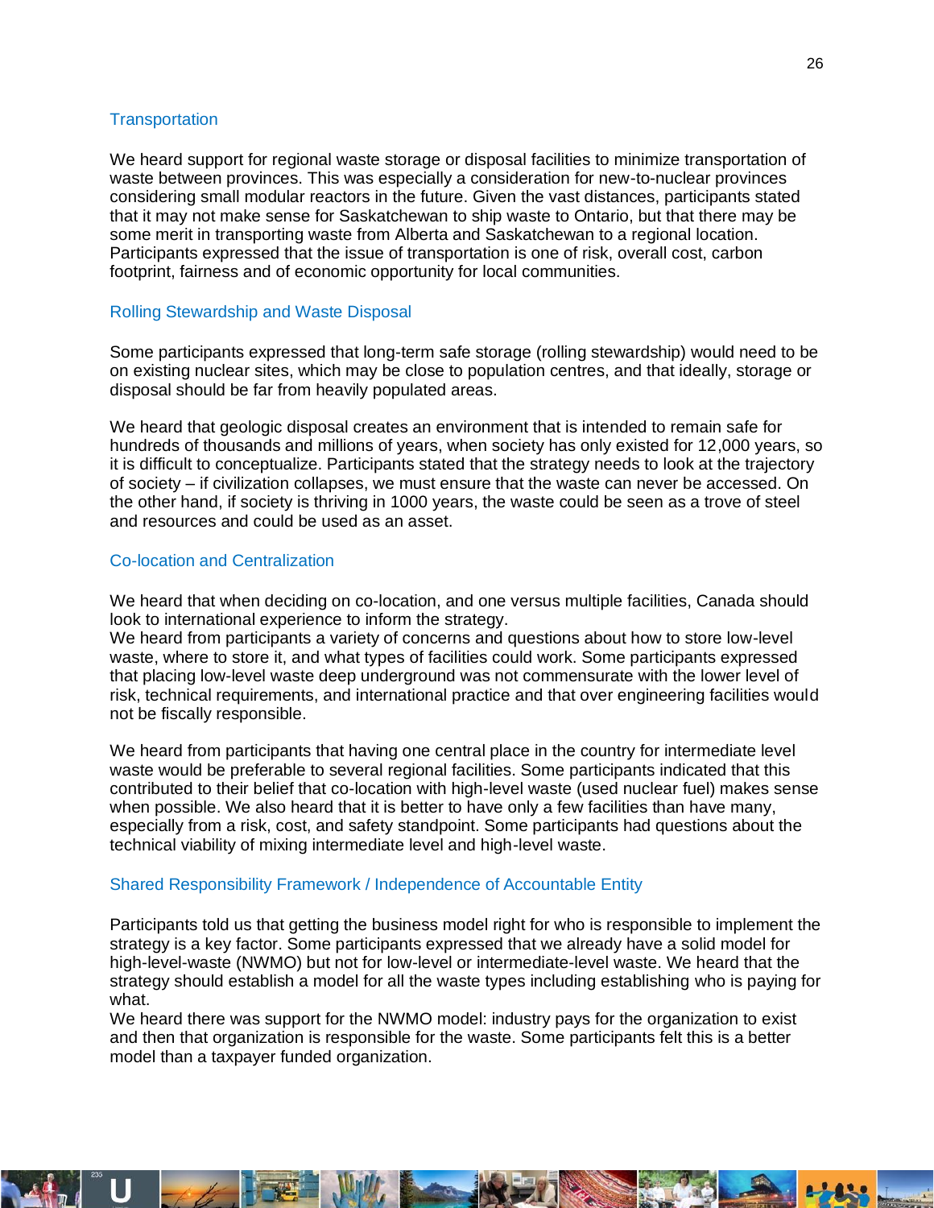### Transportation

We heard support for regional waste storage or disposal facilities to minimize transportation of waste between provinces. This was especially a consideration for new-to-nuclear provinces considering small modular reactors in the future. Given the vast distances, participants stated that it may not make sense for Saskatchewan to ship waste to Ontario, but that there may be some merit in transporting waste from Alberta and Saskatchewan to a regional location. Participants expressed that the issue of transportation is one of risk, overall cost, carbon footprint, fairness and of economic opportunity for local communities.

### Rolling Stewardship and Waste Disposal

Some participants expressed that long-term safe storage (rolling stewardship) would need to be on existing nuclear sites, which may be close to population centres, and that ideally, storage or disposal should be far from heavily populated areas.

We heard that geologic disposal creates an environment that is intended to remain safe for hundreds of thousands and millions of years, when society has only existed for 12,000 years, so it is difficult to conceptualize. Participants stated that the strategy needs to look at the trajectory of society – if civilization collapses, we must ensure that the waste can never be accessed. On the other hand, if society is thriving in 1000 years, the waste could be seen as a trove of steel and resources and could be used as an asset.

### Co-location and Centralization

We heard that when deciding on co-location, and one versus multiple facilities, Canada should look to international experience to inform the strategy.
We heard from participants a variety of concerns and questions about how to store low-level waste, where to store it, and what types of facilities could work. Some participants expressed that placing low-level waste deep underground was not commensurate with the lower level of risk, technical requirements, and international practice and that over engineering facilities would not be fiscally responsible.

We heard from participants that having one central place in the country for intermediate level waste would be preferable to several regional facilities. Some participants indicated that this contributed to their belief that co-location with high-level waste (used nuclear fuel) makes sense when possible. We also heard that it is better to have only a few facilities than have many, especially from a risk, cost, and safety standpoint. Some participants had questions about the technical viability of mixing intermediate level and high-level waste.

### Shared Responsibility Framework / Independence of Accountable Entity

Participants told us that getting the business model right for who is responsible to implement the strategy is a key factor. Some participants expressed that we already have a solid model for high-level-waste (NWMO) but not for low-level or intermediate-level waste. We heard that the strategy should establish a model for all the waste types including establishing who is paying for what.
We heard there was support for the NWMO model: industry pays for the organization to exist and then that organization is responsible for the waste. Some participants felt this is a better model than a taxpayer funded organization.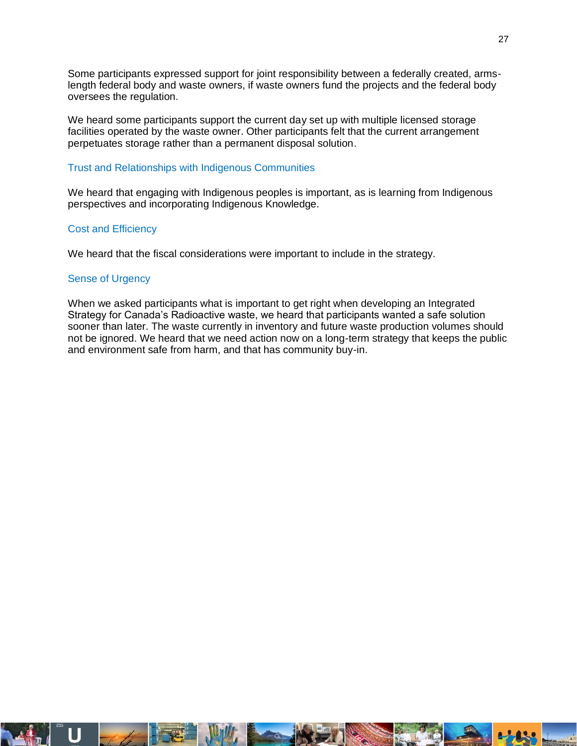Some participants expressed support for joint responsibility between a federally created, arms-length federal body and waste owners, if waste owners fund the projects and the federal body oversees the regulation.

We heard some participants support the current day set up with multiple licensed storage facilities operated by the waste owner. Other participants felt that the current arrangement perpetuates storage rather than a permanent disposal solution.

### Trust and Relationships with Indigenous Communities

We heard that engaging with Indigenous peoples is important, as is learning from Indigenous perspectives and incorporating Indigenous Knowledge.

### Cost and Efficiency

We heard that the fiscal considerations were important to include in the strategy.

### Sense of Urgency

When we asked participants what is important to get right when developing an Integrated Strategy for Canada's Radioactive waste, we heard that participants wanted a safe solution sooner than later. The waste currently in inventory and future waste production volumes should not be ignored. We heard that we need action now on a long-term strategy that keeps the public and environment safe from harm, and that has community buy-in.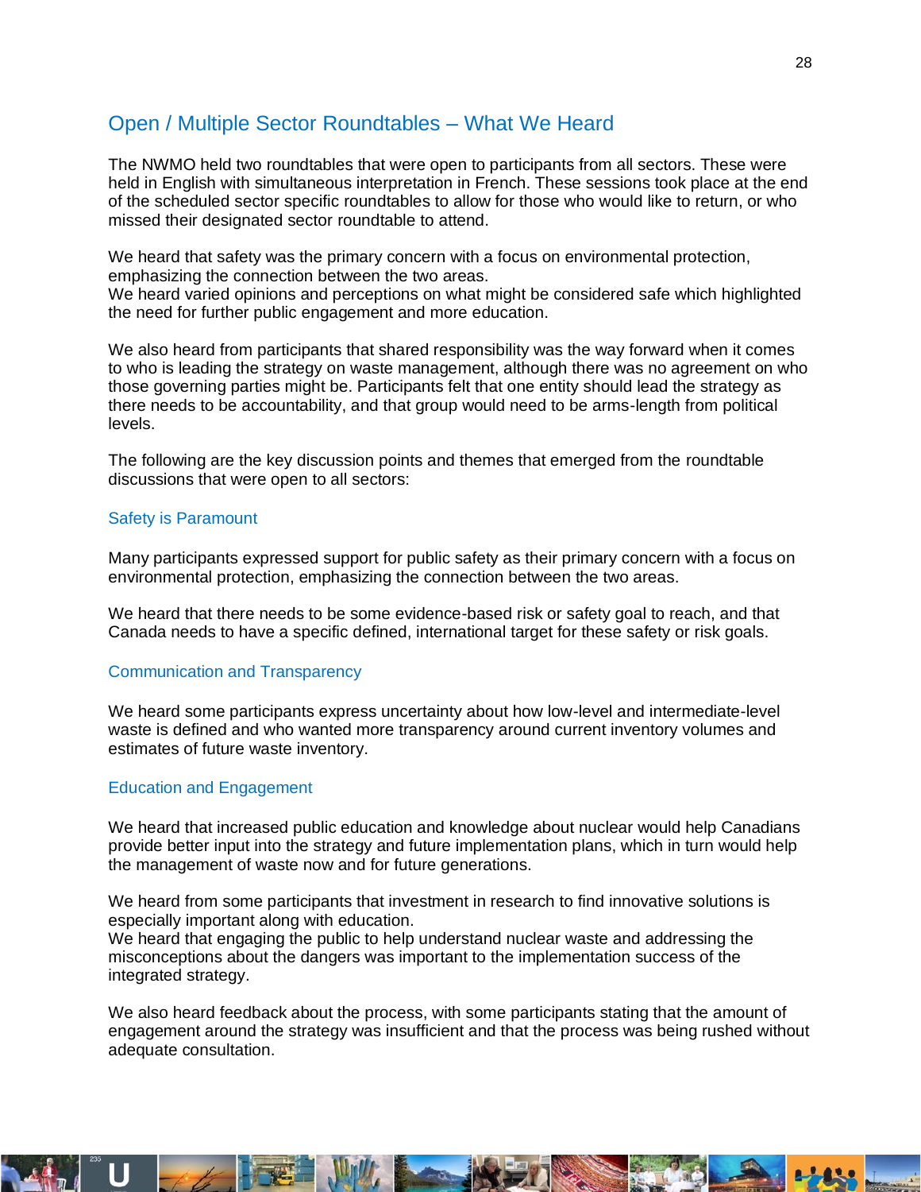## Open / Multiple Sector Roundtables – What We Heard

The NWMO held two roundtables that were open to participants from all sectors. These were held in English with simultaneous interpretation in French. These sessions took place at the end of the scheduled sector specific roundtables to allow for those who would like to return, or who missed their designated sector roundtable to attend.

We heard that safety was the primary concern with a focus on environmental protection, emphasizing the connection between the two areas.
We heard varied opinions and perceptions on what might be considered safe which highlighted the need for further public engagement and more education.

We also heard from participants that shared responsibility was the way forward when it comes to who is leading the strategy on waste management, although there was no agreement on who those governing parties might be. Participants felt that one entity should lead the strategy as there needs to be accountability, and that group would need to be arms-length from political levels.

The following are the key discussion points and themes that emerged from the roundtable discussions that were open to all sectors:

### Safety is Paramount

Many participants expressed support for public safety as their primary concern with a focus on environmental protection, emphasizing the connection between the two areas.

We heard that there needs to be some evidence-based risk or safety goal to reach, and that Canada needs to have a specific defined, international target for these safety or risk goals.

### Communication and Transparency

We heard some participants express uncertainty about how low-level and intermediate-level waste is defined and who wanted more transparency around current inventory volumes and estimates of future waste inventory.

### Education and Engagement

We heard that increased public education and knowledge about nuclear would help Canadians provide better input into the strategy and future implementation plans, which in turn would help the management of waste now and for future generations.

We heard from some participants that investment in research to find innovative solutions is especially important along with education.
We heard that engaging the public to help understand nuclear waste and addressing the misconceptions about the dangers was important to the implementation success of the integrated strategy.

We also heard feedback about the process, with some participants stating that the amount of engagement around the strategy was insufficient and that the process was being rushed without adequate consultation.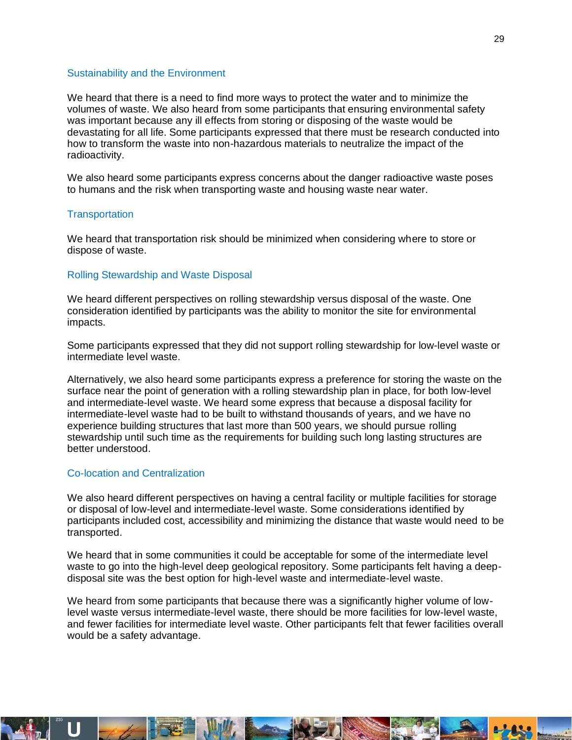### Sustainability and the Environment

We heard that there is a need to find more ways to protect the water and to minimize the volumes of waste. We also heard from some participants that ensuring environmental safety was important because any ill effects from storing or disposing of the waste would be devastating for all life. Some participants expressed that there must be research conducted into how to transform the waste into non-hazardous materials to neutralize the impact of the radioactivity.

We also heard some participants express concerns about the danger radioactive waste poses to humans and the risk when transporting waste and housing waste near water.

### Transportation

We heard that transportation risk should be minimized when considering where to store or dispose of waste.

### Rolling Stewardship and Waste Disposal

We heard different perspectives on rolling stewardship versus disposal of the waste. One consideration identified by participants was the ability to monitor the site for environmental impacts.

Some participants expressed that they did not support rolling stewardship for low-level waste or intermediate level waste.

Alternatively, we also heard some participants express a preference for storing the waste on the surface near the point of generation with a rolling stewardship plan in place, for both low-level and intermediate-level waste. We heard some express that because a disposal facility for intermediate-level waste had to be built to withstand thousands of years, and we have no experience building structures that last more than 500 years, we should pursue rolling stewardship until such time as the requirements for building such long lasting structures are better understood.

### Co-location and Centralization

We also heard different perspectives on having a central facility or multiple facilities for storage or disposal of low-level and intermediate-level waste. Some considerations identified by participants included cost, accessibility and minimizing the distance that waste would need to be transported.

We heard that in some communities it could be acceptable for some of the intermediate level waste to go into the high-level deep geological repository. Some participants felt having a deep-disposal site was the best option for high-level waste and intermediate-level waste.

We heard from some participants that because there was a significantly higher volume of low-level waste versus intermediate-level waste, there should be more facilities for low-level waste, and fewer facilities for intermediate level waste. Other participants felt that fewer facilities overall would be a safety advantage.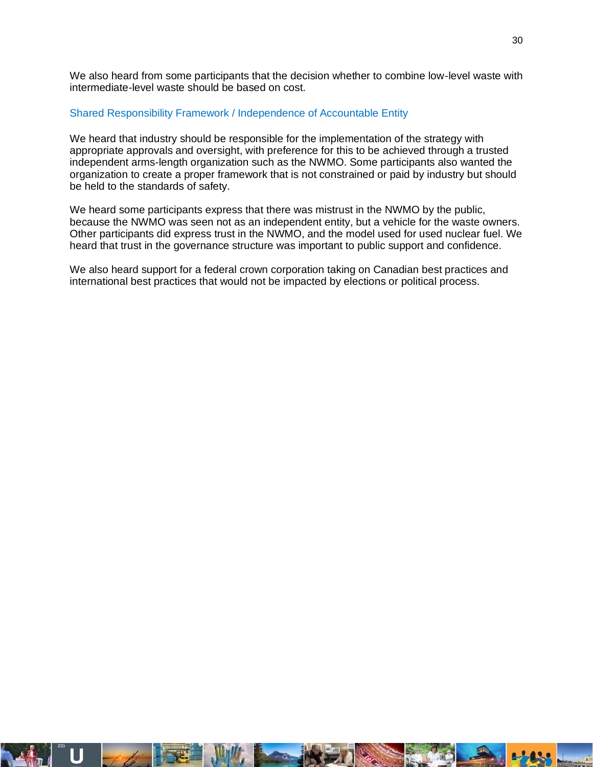We also heard from some participants that the decision whether to combine low-level waste with intermediate-level waste should be based on cost.

### Shared Responsibility Framework / Independence of Accountable Entity

We heard that industry should be responsible for the implementation of the strategy with appropriate approvals and oversight, with preference for this to be achieved through a trusted independent arms-length organization such as the NWMO. Some participants also wanted the organization to create a proper framework that is not constrained or paid by industry but should be held to the standards of safety.

We heard some participants express that there was mistrust in the NWMO by the public, because the NWMO was seen not as an independent entity, but a vehicle for the waste owners. Other participants did express trust in the NWMO, and the model used for used nuclear fuel. We heard that trust in the governance structure was important to public support and confidence.

We also heard support for a federal crown corporation taking on Canadian best practices and international best practices that would not be impacted by elections or political process.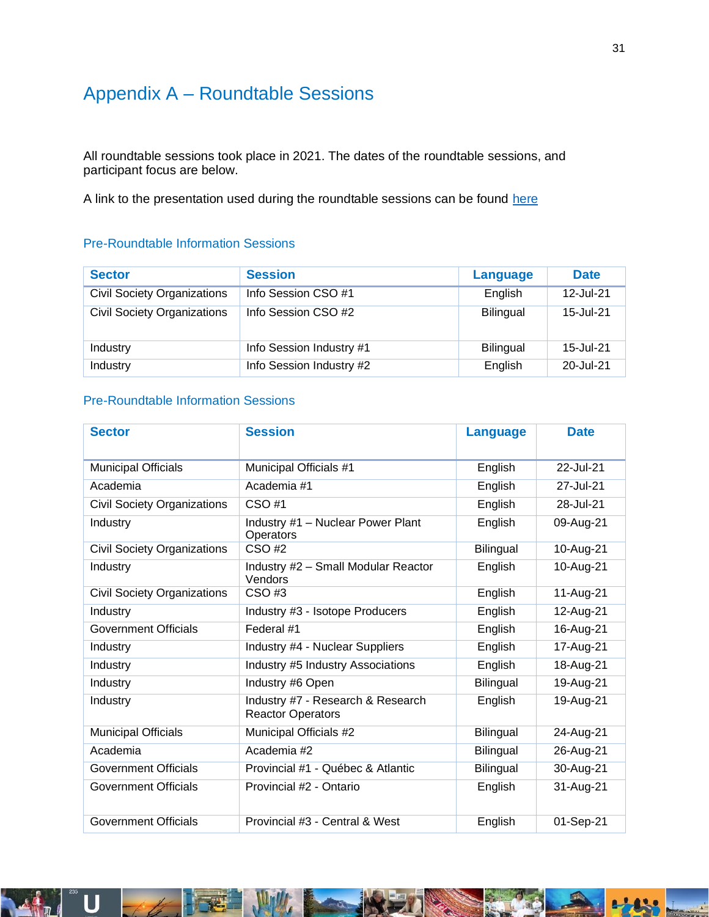# Appendix A – Roundtable Sessions

All roundtable sessions took place in 2021. The dates of the roundtable sessions, and participant focus are below.

A link to the presentation used during the roundtable sessions can be found here

### Pre-Roundtable Information Sessions

| Sector | Session | Language | Date |
|---|---|---|---|
| Civil Society Organizations | Info Session CSO #1 | English | 12-Jul-21 |
| Civil Society Organizations | Info Session CSO #2 | Bilingual | 15-Jul-21 |
| Industry | Info Session Industry #1 | Bilingual | 15-Jul-21 |
| Industry | Info Session Industry #2 | English | 20-Jul-21 |

### Pre-Roundtable Information Sessions

| Sector | Session | Language | Date |
|---|---|---|---|
| Municipal Officials | Municipal Officials #1 | English | 22-Jul-21 |
| Academia | Academia #1 | English | 27-Jul-21 |
| Civil Society Organizations | CSO #1 | English | 28-Jul-21 |
| Industry | Industry #1 – Nuclear Power Plant Operators | English | 09-Aug-21 |
| Civil Society Organizations | CSO #2 | Bilingual | 10-Aug-21 |
| Industry | Industry #2 – Small Modular Reactor Vendors | English | 10-Aug-21 |
| Civil Society Organizations | CSO #3 | English | 11-Aug-21 |
| Industry | Industry #3 - Isotope Producers | English | 12-Aug-21 |
| Government Officials | Federal #1 | English | 16-Aug-21 |
| Industry | Industry #4 - Nuclear Suppliers | English | 17-Aug-21 |
| Industry | Industry #5 Industry Associations | English | 18-Aug-21 |
| Industry | Industry #6 Open | Bilingual | 19-Aug-21 |
| Industry | Industry #7 - Research & Research Reactor Operators | English | 19-Aug-21 |
| Municipal Officials | Municipal Officials #2 | Bilingual | 24-Aug-21 |
| Academia | Academia #2 | Bilingual | 26-Aug-21 |
| Government Officials | Provincial #1 - Québec & Atlantic | Bilingual | 30-Aug-21 |
| Government Officials | Provincial #2 - Ontario | English | 31-Aug-21 |
| Government Officials | Provincial #3 - Central & West | English | 01-Sep-21 |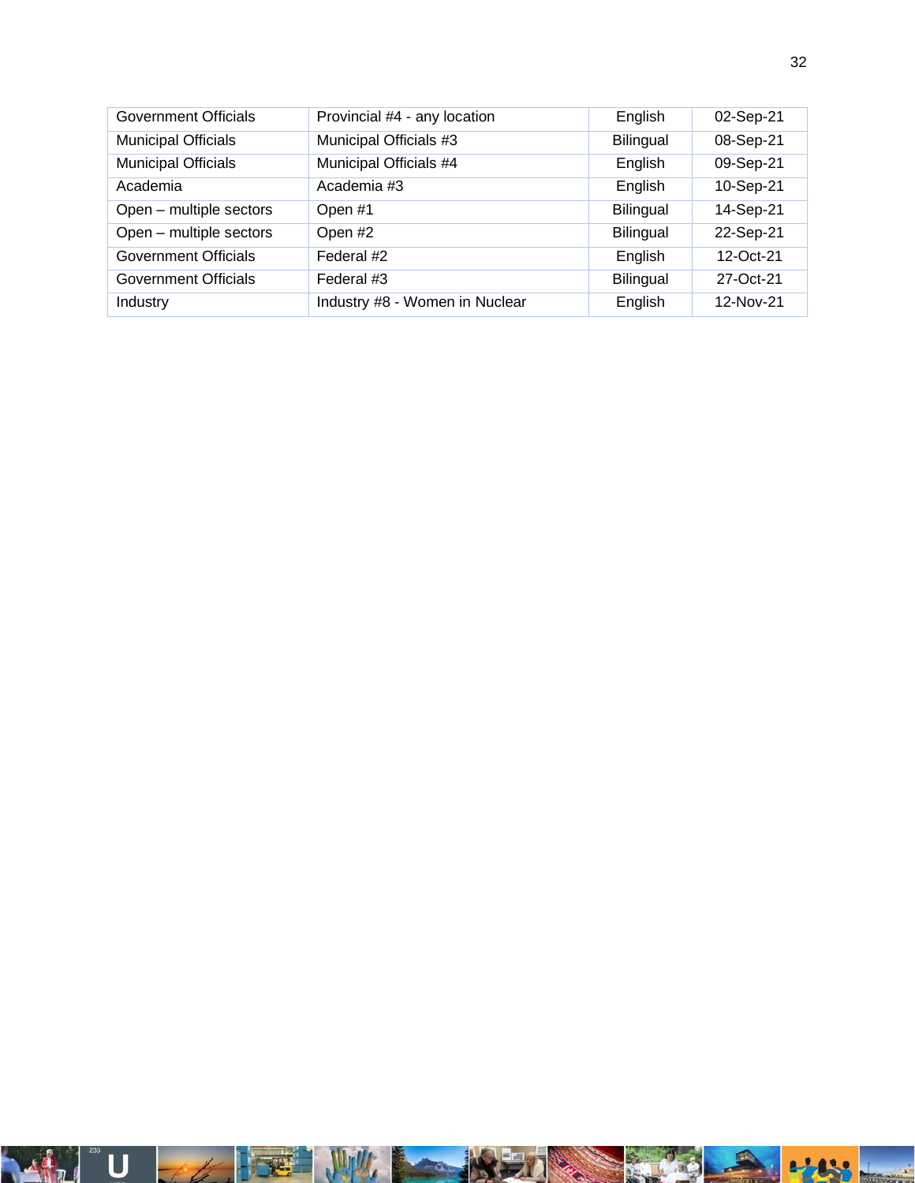| | | | |
|---|---|---|---|
| Government Officials | Provincial #4 - any location | English | 02-Sep-21 |
| Municipal Officials | Municipal Officials #3 | Bilingual | 08-Sep-21 |
| Municipal Officials | Municipal Officials #4 | English | 09-Sep-21 |
| Academia | Academia #3 | English | 10-Sep-21 |
| Open – multiple sectors | Open #1 | Bilingual | 14-Sep-21 |
| Open – multiple sectors | Open #2 | Bilingual | 22-Sep-21 |
| Government Officials | Federal #2 | English | 12-Oct-21 |
| Government Officials | Federal #3 | Bilingual | 27-Oct-21 |
| Industry | Industry #8 - Women in Nuclear | English | 12-Nov-21 |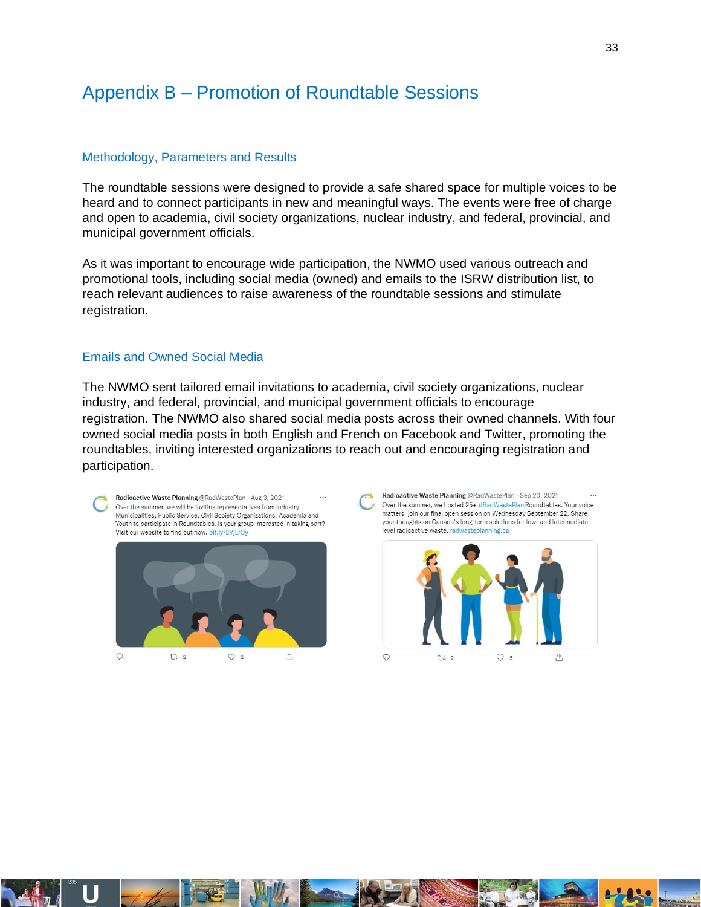# Appendix B – Promotion of Roundtable Sessions

## Methodology, Parameters and Results

The roundtable sessions were designed to provide a safe shared space for multiple voices to be heard and to connect participants in new and meaningful ways. The events were free of charge and open to academia, civil society organizations, nuclear industry, and federal, provincial, and municipal government officials.

As it was important to encourage wide participation, the NWMO used various outreach and promotional tools, including social media (owned) and emails to the ISRW distribution list, to reach relevant audiences to raise awareness of the roundtable sessions and stimulate registration.

## Emails and Owned Social Media

The NWMO sent tailored email invitations to academia, civil society organizations, nuclear industry, and federal, provincial, and municipal government officials to encourage registration. The NWMO also shared social media posts across their owned channels. With four owned social media posts in both English and French on Facebook and Twitter, promoting the roundtables, inviting interested organizations to reach out and encouraging registration and participation.

Radioactive Waste Planning @RadWastePlan · Aug 3, 2021
Over the summer, we will be inviting representatives from Industry, Municipalities, Public Service, Civil Society Organizations, Academia and Youth to participate in Roundtables. Is your group interested in taking part? Visit our website to find out how: bit.ly/2VjLrOy

Radioactive Waste Planning @RadWastePlan · Sep 20, 2021
Over the summer, we hosted 25+ #RadWastePlan Roundtables. Your voice matters, join our final open session on Wednesday September 22. Share your thoughts on Canada's long-term solutions for low- and intermediate-level radioactive waste. radwasteplanning.ca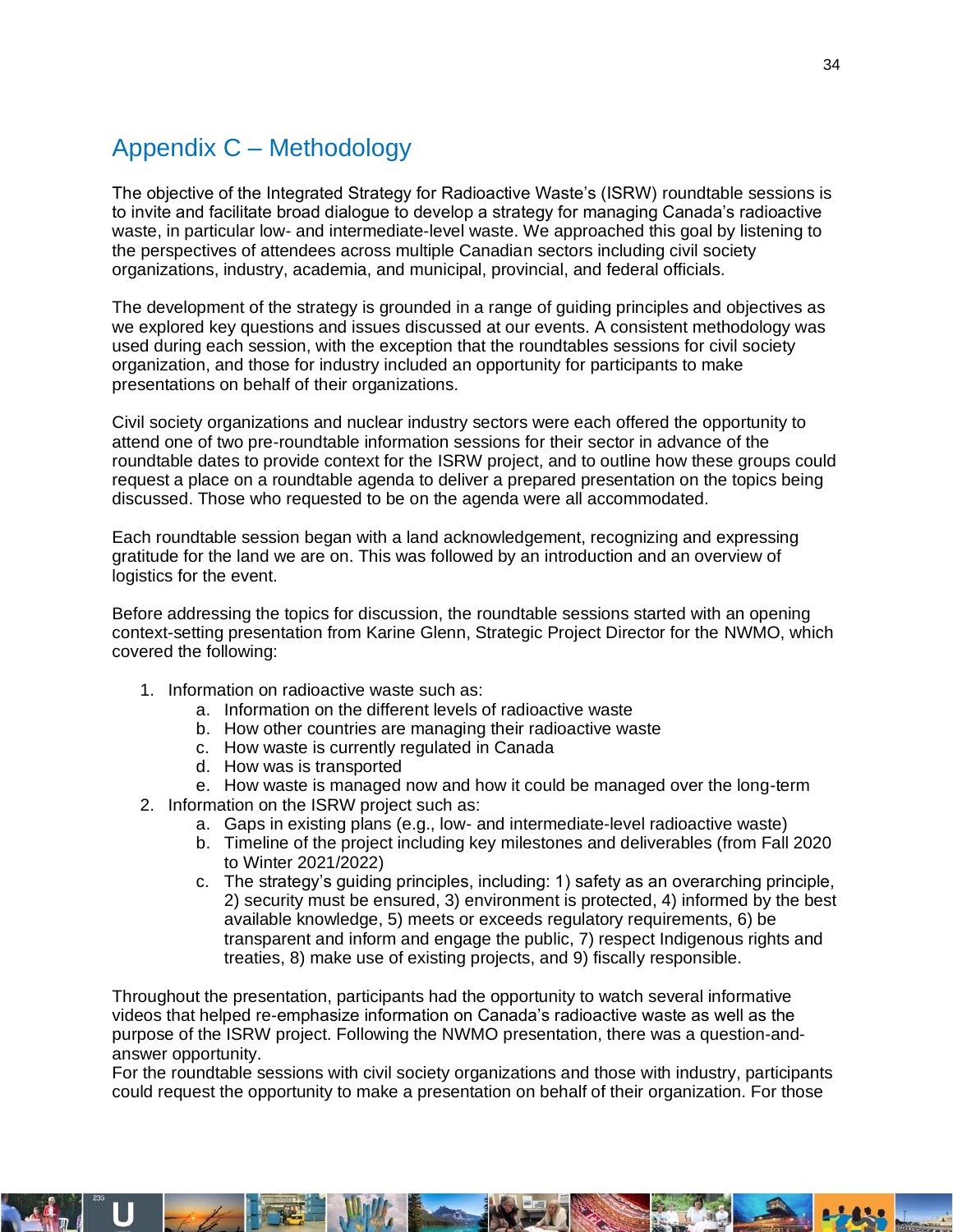## Appendix C – Methodology

The objective of the Integrated Strategy for Radioactive Waste's (ISRW) roundtable sessions is to invite and facilitate broad dialogue to develop a strategy for managing Canada's radioactive waste, in particular low- and intermediate-level waste. We approached this goal by listening to the perspectives of attendees across multiple Canadian sectors including civil society organizations, industry, academia, and municipal, provincial, and federal officials.

The development of the strategy is grounded in a range of guiding principles and objectives as we explored key questions and issues discussed at our events. A consistent methodology was used during each session, with the exception that the roundtables sessions for civil society organization, and those for industry included an opportunity for participants to make presentations on behalf of their organizations.

Civil society organizations and nuclear industry sectors were each offered the opportunity to attend one of two pre-roundtable information sessions for their sector in advance of the roundtable dates to provide context for the ISRW project, and to outline how these groups could request a place on a roundtable agenda to deliver a prepared presentation on the topics being discussed. Those who requested to be on the agenda were all accommodated.

Each roundtable session began with a land acknowledgement, recognizing and expressing gratitude for the land we are on. This was followed by an introduction and an overview of logistics for the event.

Before addressing the topics for discussion, the roundtable sessions started with an opening context-setting presentation from Karine Glenn, Strategic Project Director for the NWMO, which covered the following:

1. Information on radioactive waste such as:
    a. Information on the different levels of radioactive waste
    b. How other countries are managing their radioactive waste
    c. How waste is currently regulated in Canada
    d. How was is transported
    e. How waste is managed now and how it could be managed over the long-term
2. Information on the ISRW project such as:
    a. Gaps in existing plans (e.g., low- and intermediate-level radioactive waste)
    b. Timeline of the project including key milestones and deliverables (from Fall 2020 to Winter 2021/2022)
    c. The strategy's guiding principles, including: 1) safety as an overarching principle, 2) security must be ensured, 3) environment is protected, 4) informed by the best available knowledge, 5) meets or exceeds regulatory requirements, 6) be transparent and inform and engage the public, 7) respect Indigenous rights and treaties, 8) make use of existing projects, and 9) fiscally responsible.

Throughout the presentation, participants had the opportunity to watch several informative videos that helped re-emphasize information on Canada's radioactive waste as well as the purpose of the ISRW project. Following the NWMO presentation, there was a question-and-answer opportunity.

For the roundtable sessions with civil society organizations and those with industry, participants could request the opportunity to make a presentation on behalf of their organization. For those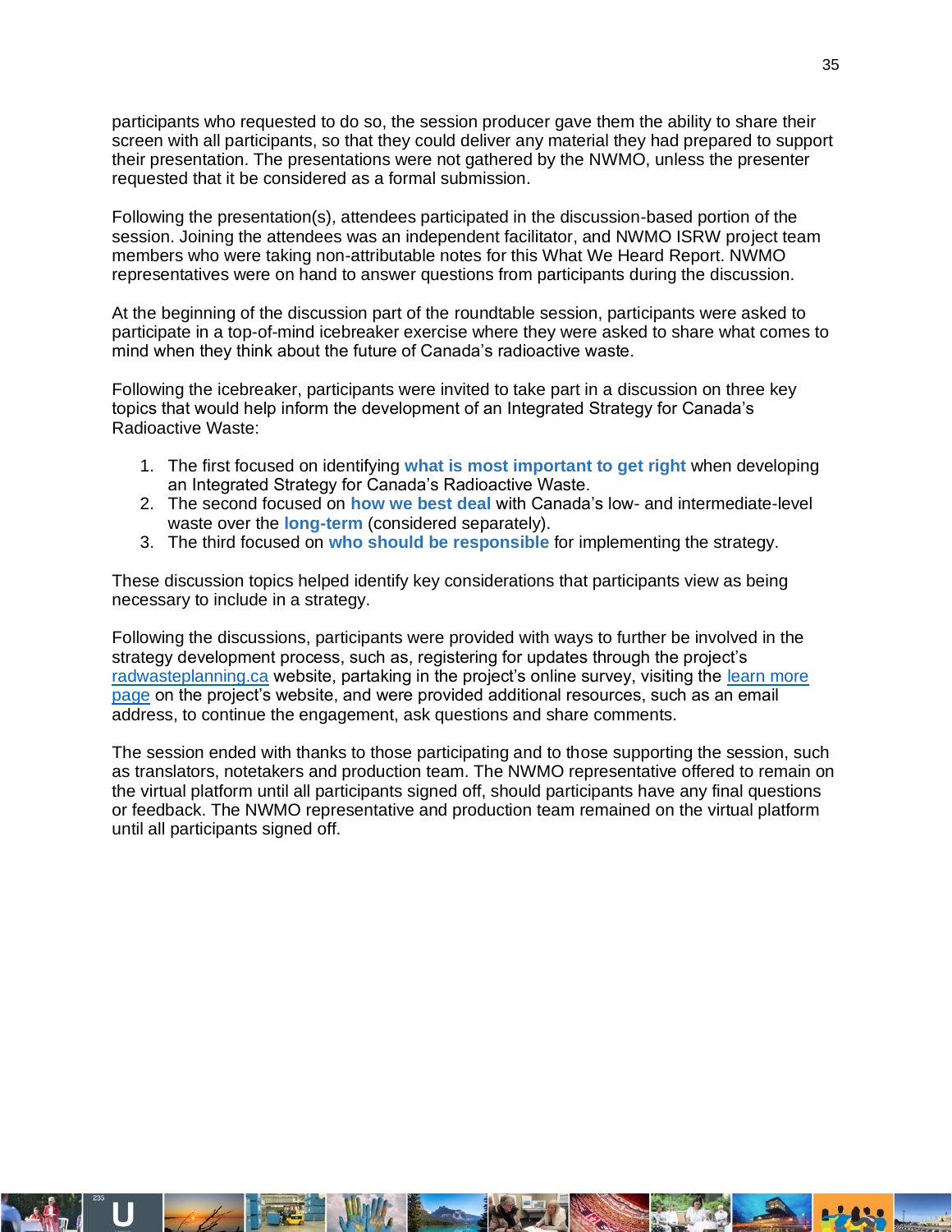participants who requested to do so, the session producer gave them the ability to share their screen with all participants, so that they could deliver any material they had prepared to support their presentation. The presentations were not gathered by the NWMO, unless the presenter requested that it be considered as a formal submission.

Following the presentation(s), attendees participated in the discussion-based portion of the session. Joining the attendees was an independent facilitator, and NWMO ISRW project team members who were taking non-attributable notes for this What We Heard Report. NWMO representatives were on hand to answer questions from participants during the discussion.

At the beginning of the discussion part of the roundtable session, participants were asked to participate in a top-of-mind icebreaker exercise where they were asked to share what comes to mind when they think about the future of Canada's radioactive waste.

Following the icebreaker, participants were invited to take part in a discussion on three key topics that would help inform the development of an Integrated Strategy for Canada's Radioactive Waste:

1. The first focused on identifying **what is most important to get right** when developing an Integrated Strategy for Canada's Radioactive Waste.
2. The second focused on **how we best deal** with Canada's low- and intermediate-level waste over the **long-term** (considered separately).
3. The third focused on **who should be responsible** for implementing the strategy.

These discussion topics helped identify key considerations that participants view as being necessary to include in a strategy.

Following the discussions, participants were provided with ways to further be involved in the strategy development process, such as, registering for updates through the project's radwasteplanning.ca website, partaking in the project's online survey, visiting the learn more page on the project's website, and were provided additional resources, such as an email address, to continue the engagement, ask questions and share comments.

The session ended with thanks to those participating and to those supporting the session, such as translators, notetakers and production team. The NWMO representative offered to remain on the virtual platform until all participants signed off, should participants have any final questions or feedback. The NWMO representative and production team remained on the virtual platform until all participants signed off.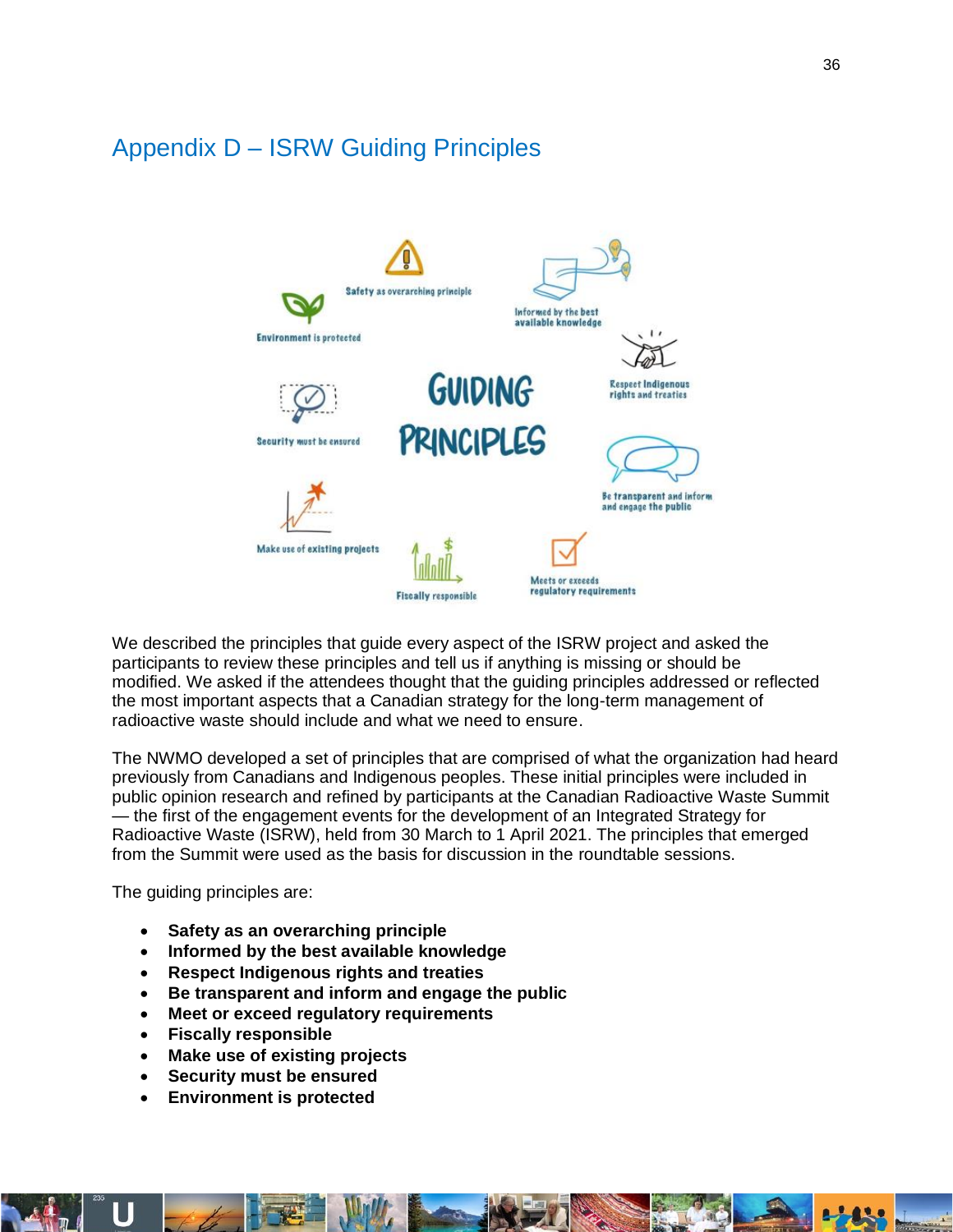## Appendix D – ISRW Guiding Principles

We described the principles that guide every aspect of the ISRW project and asked the participants to review these principles and tell us if anything is missing or should be modified. We asked if the attendees thought that the guiding principles addressed or reflected the most important aspects that a Canadian strategy for the long-term management of radioactive waste should include and what we need to ensure.

The NWMO developed a set of principles that are comprised of what the organization had heard previously from Canadians and Indigenous peoples. These initial principles were included in public opinion research and refined by participants at the Canadian Radioactive Waste Summit — the first of the engagement events for the development of an Integrated Strategy for Radioactive Waste (ISRW), held from 30 March to 1 April 2021. The principles that emerged from the Summit were used as the basis for discussion in the roundtable sessions.

The guiding principles are:

- **Safety as an overarching principle**
- **Informed by the best available knowledge**
- **Respect Indigenous rights and treaties**
- **Be transparent and inform and engage the public**
- **Meet or exceed regulatory requirements**
- **Fiscally responsible**
- **Make use of existing projects**
- **Security must be ensured**
- **Environment is protected**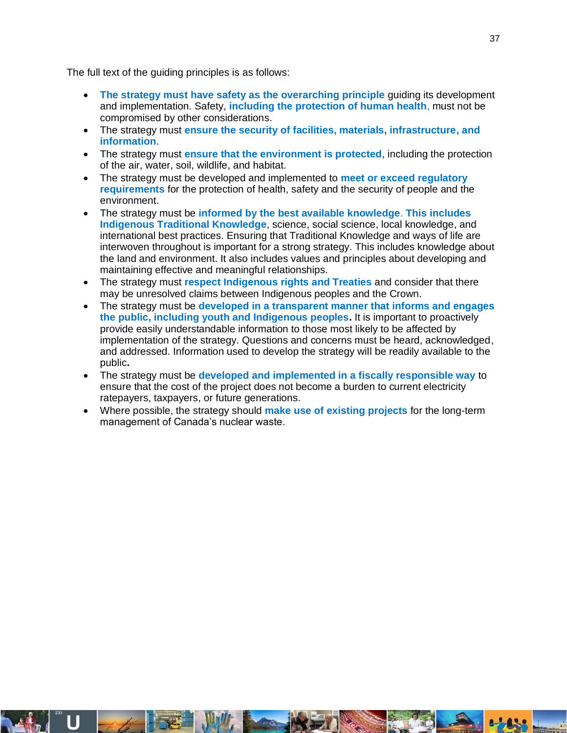The full text of the guiding principles is as follows:

- **The strategy must have safety as the overarching principle** guiding its development and implementation. Safety, **including the protection of human health**, must not be compromised by other considerations.
- The strategy must **ensure the security of facilities, materials, infrastructure, and information**.
- The strategy must **ensure that the environment is protected**, including the protection of the air, water, soil, wildlife, and habitat.
- The strategy must be developed and implemented to **meet or exceed regulatory requirements** for the protection of health, safety and the security of people and the environment.
- The strategy must be **informed by the best available knowledge**. **This includes Indigenous Traditional Knowledge**, science, social science, local knowledge, and international best practices. Ensuring that Traditional Knowledge and ways of life are interwoven throughout is important for a strong strategy. This includes knowledge about the land and environment. It also includes values and principles about developing and maintaining effective and meaningful relationships.
- The strategy must **respect Indigenous rights and Treaties** and consider that there may be unresolved claims between Indigenous peoples and the Crown.
- The strategy must be **developed in a transparent manner that informs and engages the public, including youth and Indigenous peoples.** It is important to proactively provide easily understandable information to those most likely to be affected by implementation of the strategy. Questions and concerns must be heard, acknowledged, and addressed. Information used to develop the strategy will be readily available to the public.
- The strategy must be **developed and implemented in a fiscally responsible way** to ensure that the cost of the project does not become a burden to current electricity ratepayers, taxpayers, or future generations.
- Where possible, the strategy should **make use of existing projects** for the long-term management of Canada's nuclear waste.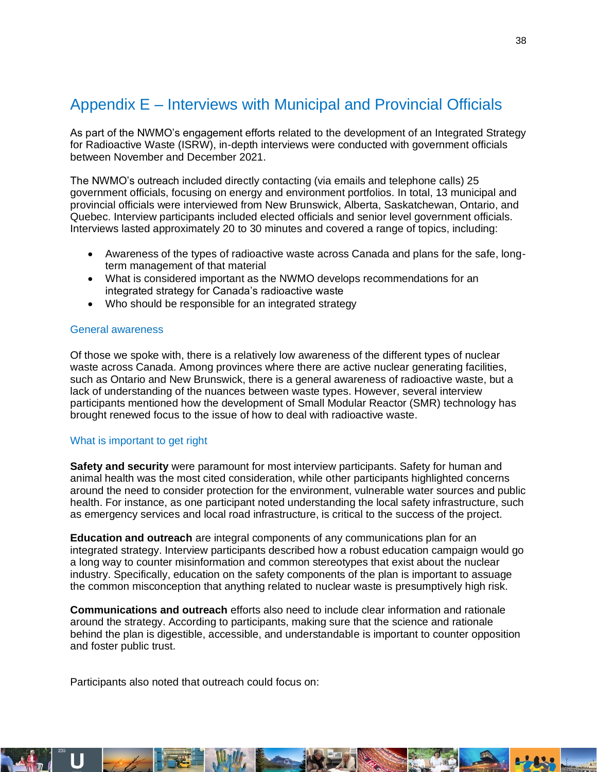## Appendix E – Interviews with Municipal and Provincial Officials

As part of the NWMO's engagement efforts related to the development of an Integrated Strategy for Radioactive Waste (ISRW), in-depth interviews were conducted with government officials between November and December 2021.

The NWMO's outreach included directly contacting (via emails and telephone calls) 25 government officials, focusing on energy and environment portfolios. In total, 13 municipal and provincial officials were interviewed from New Brunswick, Alberta, Saskatchewan, Ontario, and Quebec. Interview participants included elected officials and senior level government officials. Interviews lasted approximately 20 to 30 minutes and covered a range of topics, including:

- Awareness of the types of radioactive waste across Canada and plans for the safe, long-term management of that material
- What is considered important as the NWMO develops recommendations for an integrated strategy for Canada's radioactive waste
- Who should be responsible for an integrated strategy

### General awareness

Of those we spoke with, there is a relatively low awareness of the different types of nuclear waste across Canada. Among provinces where there are active nuclear generating facilities, such as Ontario and New Brunswick, there is a general awareness of radioactive waste, but a lack of understanding of the nuances between waste types. However, several interview participants mentioned how the development of Small Modular Reactor (SMR) technology has brought renewed focus to the issue of how to deal with radioactive waste.

### What is important to get right

**Safety and security** were paramount for most interview participants. Safety for human and animal health was the most cited consideration, while other participants highlighted concerns around the need to consider protection for the environment, vulnerable water sources and public health. For instance, as one participant noted understanding the local safety infrastructure, such as emergency services and local road infrastructure, is critical to the success of the project.

**Education and outreach** are integral components of any communications plan for an integrated strategy. Interview participants described how a robust education campaign would go a long way to counter misinformation and common stereotypes that exist about the nuclear industry. Specifically, education on the safety components of the plan is important to assuage the common misconception that anything related to nuclear waste is presumptively high risk.

**Communications and outreach** efforts also need to include clear information and rationale around the strategy. According to participants, making sure that the science and rationale behind the plan is digestible, accessible, and understandable is important to counter opposition and foster public trust.

Participants also noted that outreach could focus on: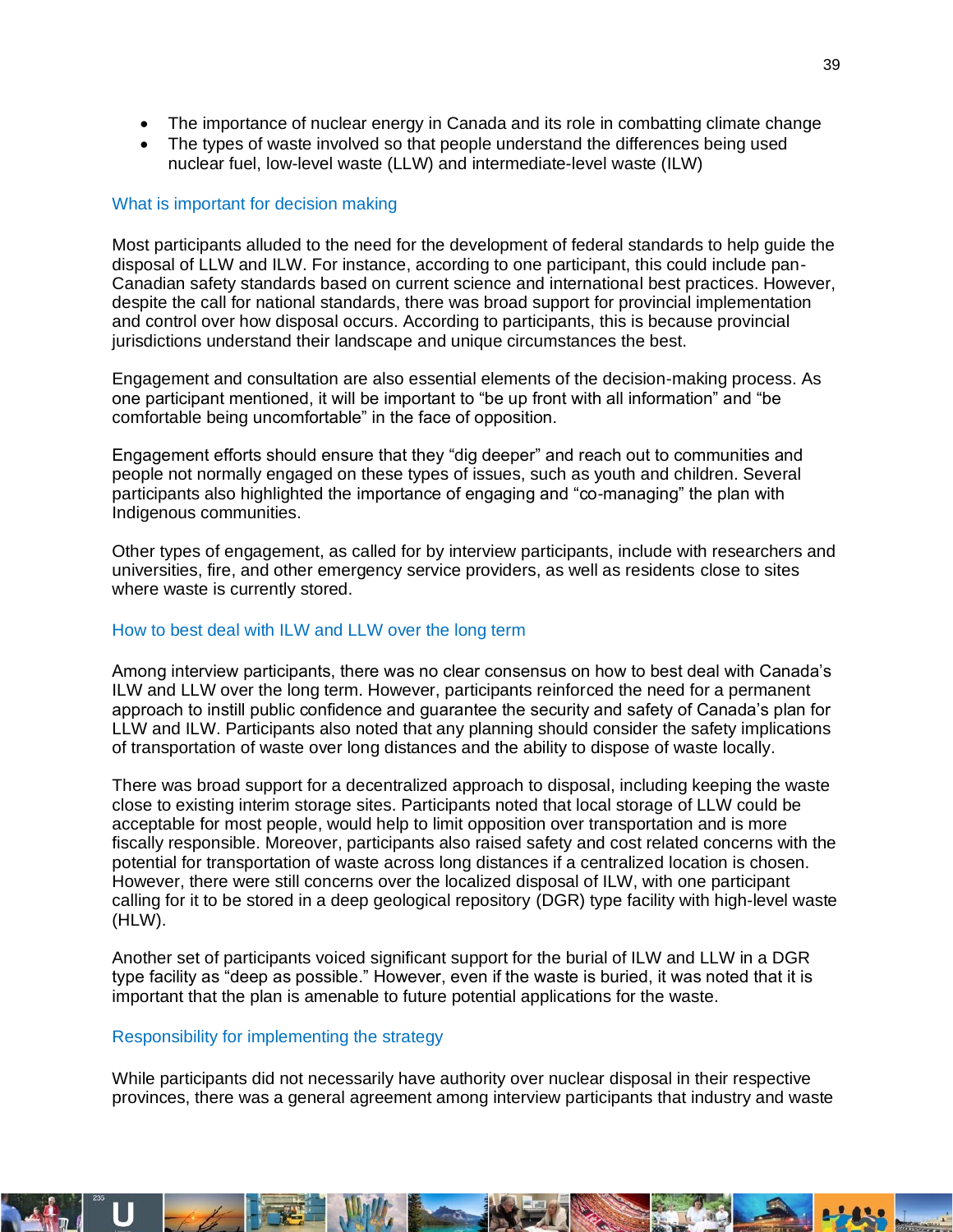- The importance of nuclear energy in Canada and its role in combatting climate change
- The types of waste involved so that people understand the differences being used nuclear fuel, low-level waste (LLW) and intermediate-level waste (ILW)

### What is important for decision making

Most participants alluded to the need for the development of federal standards to help guide the disposal of LLW and ILW. For instance, according to one participant, this could include pan-Canadian safety standards based on current science and international best practices. However, despite the call for national standards, there was broad support for provincial implementation and control over how disposal occurs. According to participants, this is because provincial jurisdictions understand their landscape and unique circumstances the best.

Engagement and consultation are also essential elements of the decision-making process. As one participant mentioned, it will be important to "be up front with all information" and "be comfortable being uncomfortable" in the face of opposition.

Engagement efforts should ensure that they "dig deeper" and reach out to communities and people not normally engaged on these types of issues, such as youth and children. Several participants also highlighted the importance of engaging and "co-managing" the plan with Indigenous communities.

Other types of engagement, as called for by interview participants, include with researchers and universities, fire, and other emergency service providers, as well as residents close to sites where waste is currently stored.

### How to best deal with ILW and LLW over the long term

Among interview participants, there was no clear consensus on how to best deal with Canada's ILW and LLW over the long term. However, participants reinforced the need for a permanent approach to instill public confidence and guarantee the security and safety of Canada's plan for LLW and ILW. Participants also noted that any planning should consider the safety implications of transportation of waste over long distances and the ability to dispose of waste locally.

There was broad support for a decentralized approach to disposal, including keeping the waste close to existing interim storage sites. Participants noted that local storage of LLW could be acceptable for most people, would help to limit opposition over transportation and is more fiscally responsible. Moreover, participants also raised safety and cost related concerns with the potential for transportation of waste across long distances if a centralized location is chosen. However, there were still concerns over the localized disposal of ILW, with one participant calling for it to be stored in a deep geological repository (DGR) type facility with high-level waste (HLW).

Another set of participants voiced significant support for the burial of ILW and LLW in a DGR type facility as "deep as possible." However, even if the waste is buried, it was noted that it is important that the plan is amenable to future potential applications for the waste.

### Responsibility for implementing the strategy

While participants did not necessarily have authority over nuclear disposal in their respective provinces, there was a general agreement among interview participants that industry and waste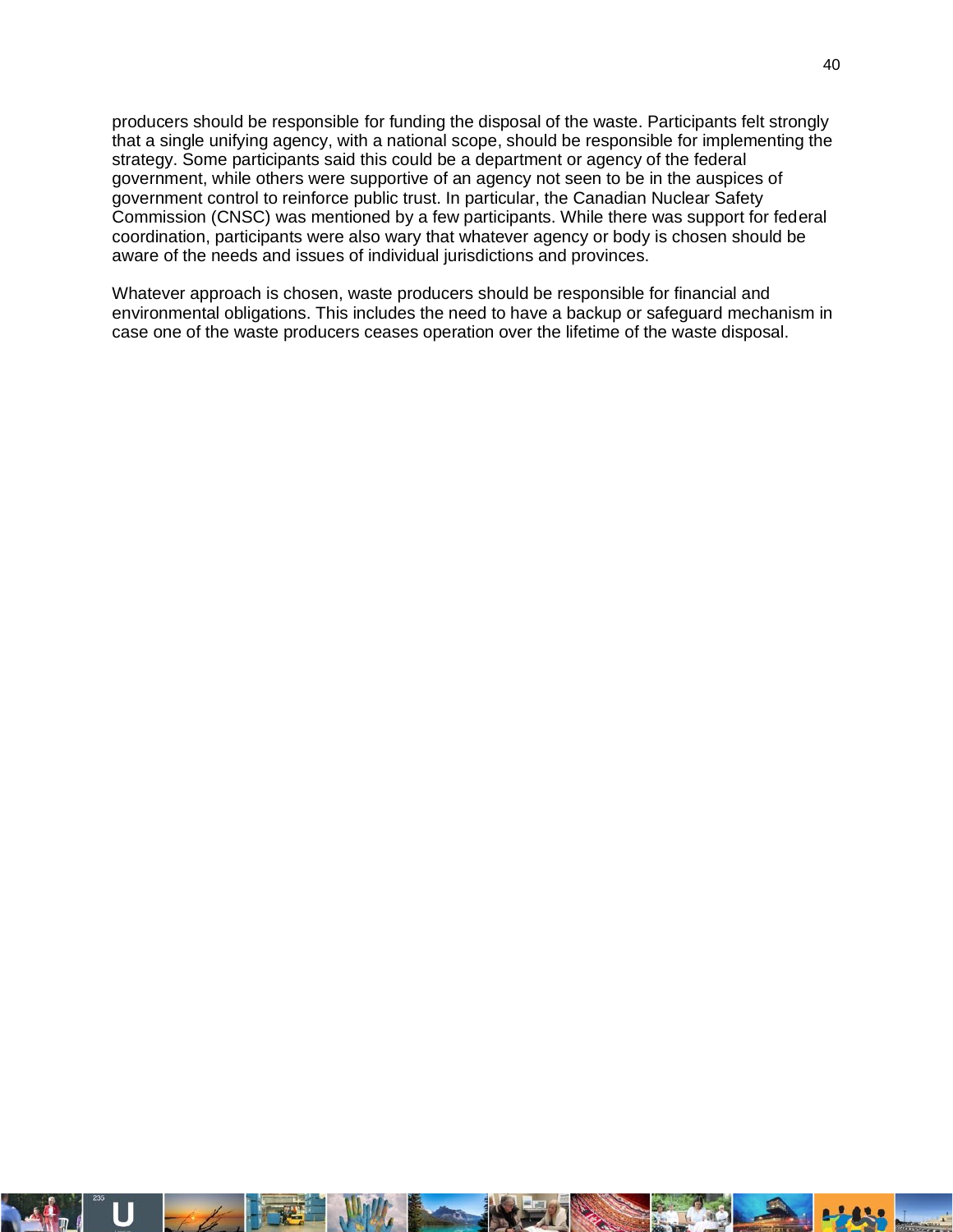producers should be responsible for funding the disposal of the waste. Participants felt strongly that a single unifying agency, with a national scope, should be responsible for implementing the strategy. Some participants said this could be a department or agency of the federal government, while others were supportive of an agency not seen to be in the auspices of government control to reinforce public trust. In particular, the Canadian Nuclear Safety Commission (CNSC) was mentioned by a few participants. While there was support for federal coordination, participants were also wary that whatever agency or body is chosen should be aware of the needs and issues of individual jurisdictions and provinces.

Whatever approach is chosen, waste producers should be responsible for financial and environmental obligations. This includes the need to have a backup or safeguard mechanism in case one of the waste producers ceases operation over the lifetime of the waste disposal.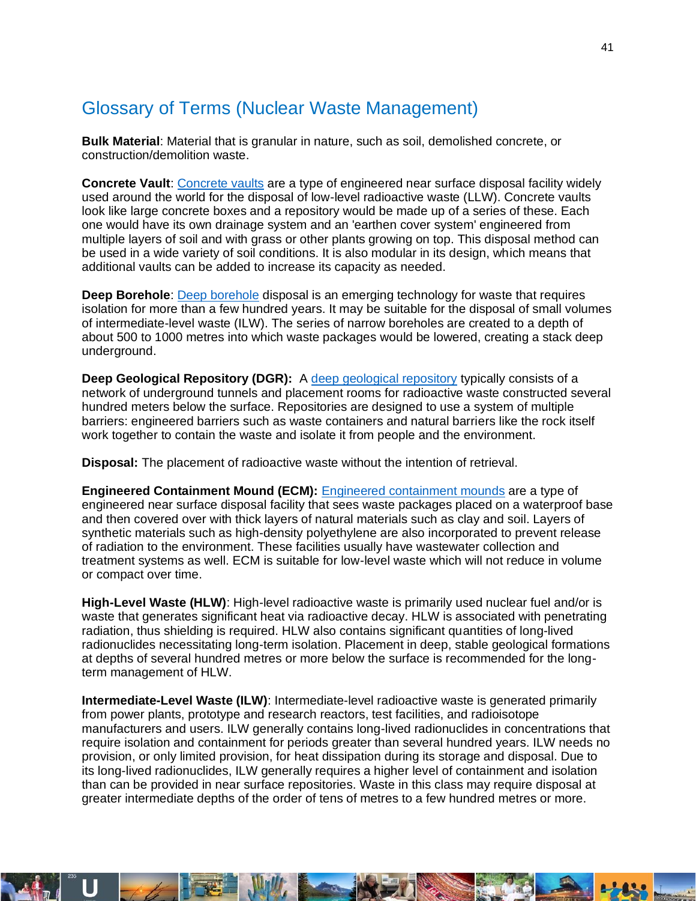## Glossary of Terms (Nuclear Waste Management)

**Bulk Material**: Material that is granular in nature, such as soil, demolished concrete, or construction/demolition waste.

**Concrete Vault**: Concrete vaults are a type of engineered near surface disposal facility widely used around the world for the disposal of low-level radioactive waste (LLW). Concrete vaults look like large concrete boxes and a repository would be made up of a series of these. Each one would have its own drainage system and an 'earthen cover system' engineered from multiple layers of soil and with grass or other plants growing on top. This disposal method can be used in a wide variety of soil conditions. It is also modular in its design, which means that additional vaults can be added to increase its capacity as needed.

**Deep Borehole**: Deep borehole disposal is an emerging technology for waste that requires isolation for more than a few hundred years. It may be suitable for the disposal of small volumes of intermediate-level waste (ILW). The series of narrow boreholes are created to a depth of about 500 to 1000 metres into which waste packages would be lowered, creating a stack deep underground.

**Deep Geological Repository (DGR):** A deep geological repository typically consists of a network of underground tunnels and placement rooms for radioactive waste constructed several hundred meters below the surface. Repositories are designed to use a system of multiple barriers: engineered barriers such as waste containers and natural barriers like the rock itself work together to contain the waste and isolate it from people and the environment.

**Disposal:** The placement of radioactive waste without the intention of retrieval.

**Engineered Containment Mound (ECM):** Engineered containment mounds are a type of engineered near surface disposal facility that sees waste packages placed on a waterproof base and then covered over with thick layers of natural materials such as clay and soil. Layers of synthetic materials such as high-density polyethylene are also incorporated to prevent release of radiation to the environment. These facilities usually have wastewater collection and treatment systems as well. ECM is suitable for low-level waste which will not reduce in volume or compact over time.

**High-Level Waste (HLW)**: High-level radioactive waste is primarily used nuclear fuel and/or is waste that generates significant heat via radioactive decay. HLW is associated with penetrating radiation, thus shielding is required. HLW also contains significant quantities of long-lived radionuclides necessitating long-term isolation. Placement in deep, stable geological formations at depths of several hundred metres or more below the surface is recommended for the long-term management of HLW.

**Intermediate-Level Waste (ILW)**: Intermediate-level radioactive waste is generated primarily from power plants, prototype and research reactors, test facilities, and radioisotope manufacturers and users. ILW generally contains long-lived radionuclides in concentrations that require isolation and containment for periods greater than several hundred years. ILW needs no provision, or only limited provision, for heat dissipation during its storage and disposal. Due to its long-lived radionuclides, ILW generally requires a higher level of containment and isolation than can be provided in near surface repositories. Waste in this class may require disposal at greater intermediate depths of the order of tens of metres to a few hundred metres or more.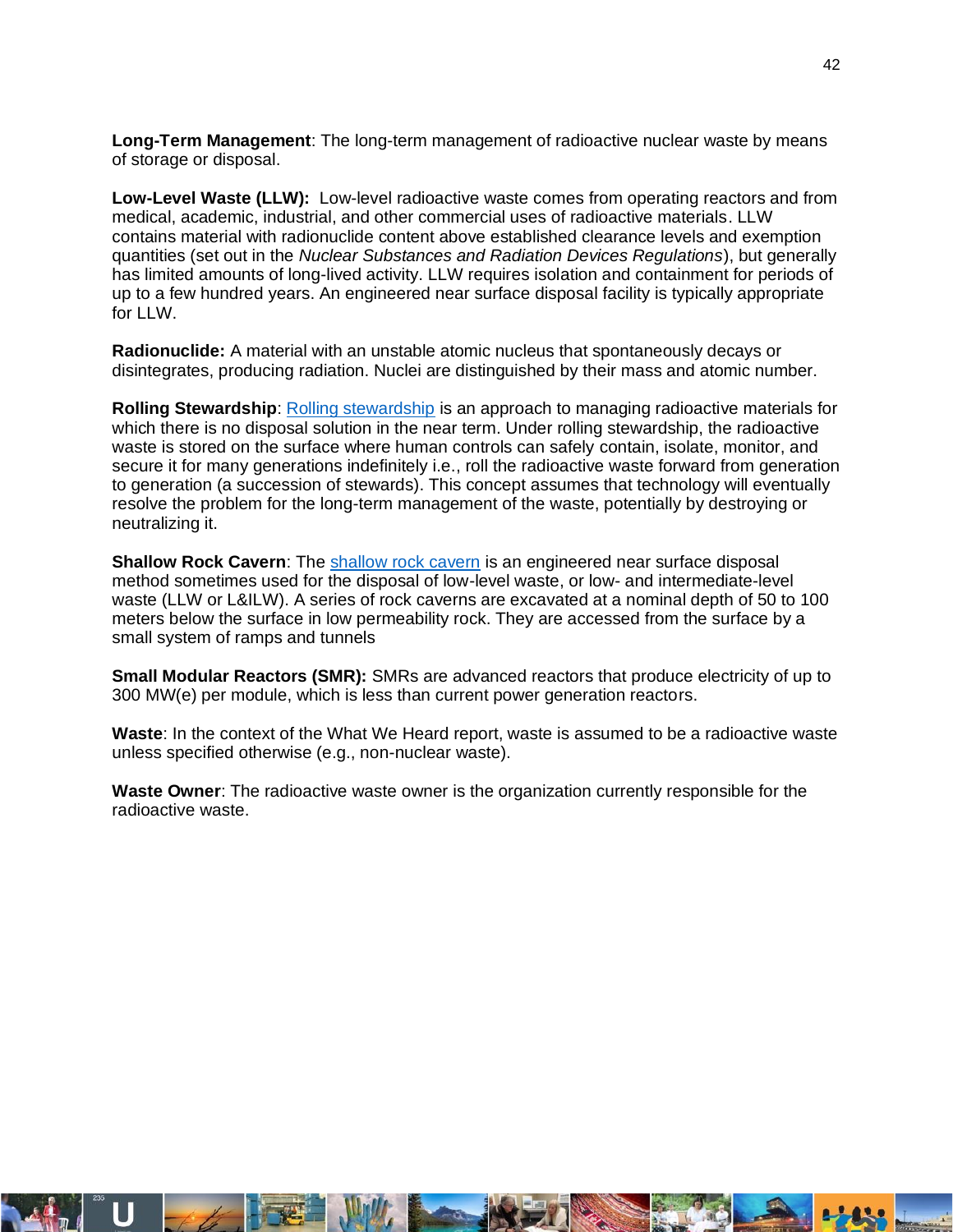**Long-Term Management**: The long-term management of radioactive nuclear waste by means of storage or disposal.

**Low-Level Waste (LLW):** Low-level radioactive waste comes from operating reactors and from medical, academic, industrial, and other commercial uses of radioactive materials. LLW contains material with radionuclide content above established clearance levels and exemption quantities (set out in the *Nuclear Substances and Radiation Devices Regulations*), but generally has limited amounts of long-lived activity. LLW requires isolation and containment for periods of up to a few hundred years. An engineered near surface disposal facility is typically appropriate for LLW.

**Radionuclide:** A material with an unstable atomic nucleus that spontaneously decays or disintegrates, producing radiation. Nuclei are distinguished by their mass and atomic number.

**Rolling Stewardship**: Rolling stewardship is an approach to managing radioactive materials for which there is no disposal solution in the near term. Under rolling stewardship, the radioactive waste is stored on the surface where human controls can safely contain, isolate, monitor, and secure it for many generations indefinitely i.e., roll the radioactive waste forward from generation to generation (a succession of stewards). This concept assumes that technology will eventually resolve the problem for the long-term management of the waste, potentially by destroying or neutralizing it.

**Shallow Rock Cavern**: The shallow rock cavern is an engineered near surface disposal method sometimes used for the disposal of low-level waste, or low- and intermediate-level waste (LLW or L&ILW). A series of rock caverns are excavated at a nominal depth of 50 to 100 meters below the surface in low permeability rock. They are accessed from the surface by a small system of ramps and tunnels

**Small Modular Reactors (SMR):** SMRs are advanced reactors that produce electricity of up to 300 MW(e) per module, which is less than current power generation reactors.

**Waste**: In the context of the What We Heard report, waste is assumed to be a radioactive waste unless specified otherwise (e.g., non-nuclear waste).

**Waste Owner**: The radioactive waste owner is the organization currently responsible for the radioactive waste.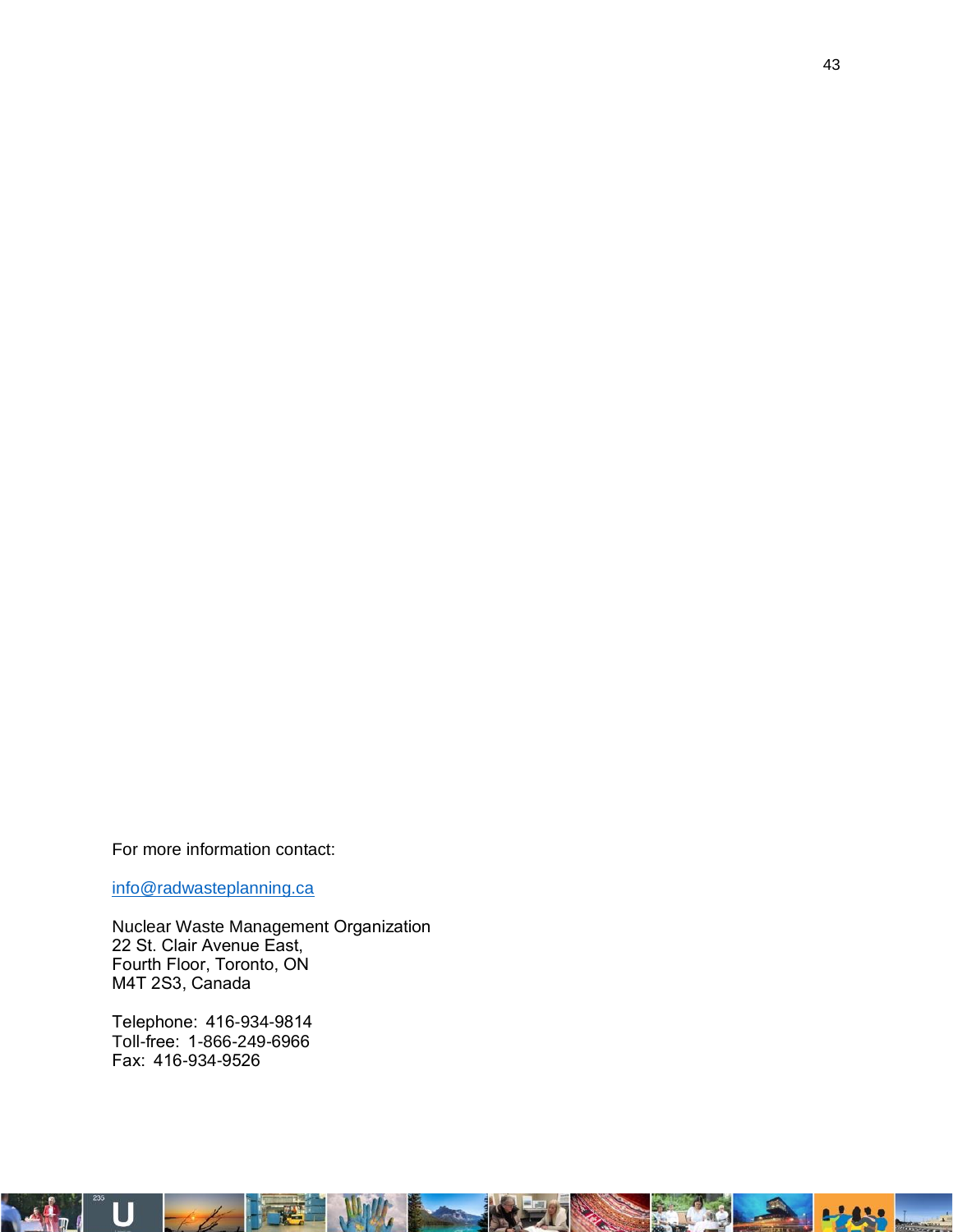For more information contact:

info@radwasteplanning.ca

Nuclear Waste Management Organization
22 St. Clair Avenue East,
Fourth Floor, Toronto, ON
M4T 2S3, Canada

Telephone: 416-934-9814
Toll-free: 1-866-249-6966
Fax: 416-934-9526